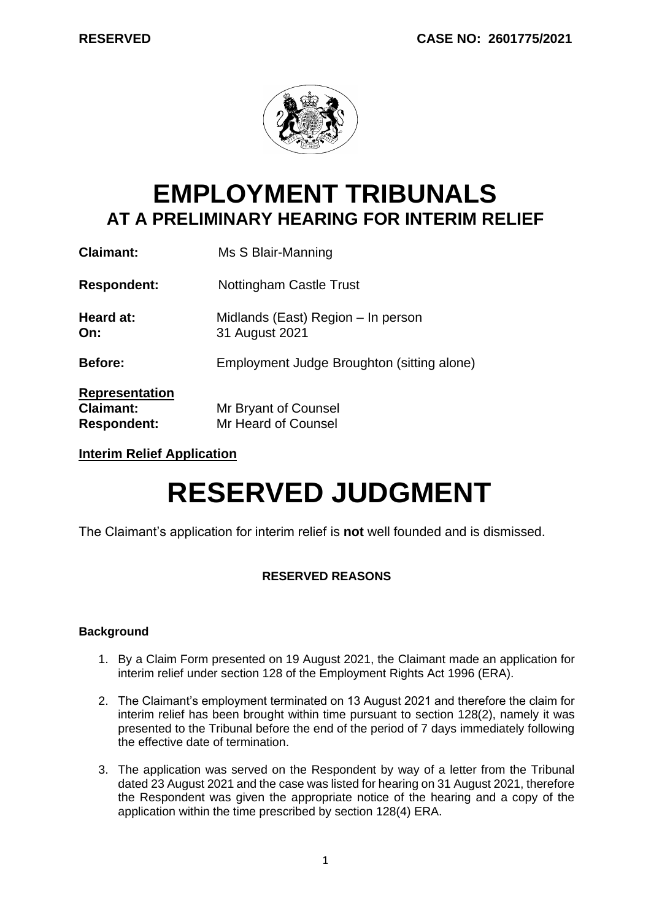**RESERVED** **CASE NO: 2601775/2021**

# EMPLOYMENT TRIBUNALS
## AT A PRELIMINARY HEARING FOR INTERIM RELIEF

**Claimant:** Ms S Blair-Manning

**Respondent:** Nottingham Castle Trust

**Heard at:** Midlands (East) Region – In person
**On:** 31 August 2021

**Before:** Employment Judge Broughton (sitting alone)

**Representation**
**Claimant:** Mr Bryant of Counsel
**Respondent:** Mr Heard of Counsel

**Interim Relief Application**

# RESERVED JUDGMENT

The Claimant's application for interim relief is **not** well founded and is dismissed.

**RESERVED REASONS**

**Background**

1. By a Claim Form presented on 19 August 2021, the Claimant made an application for interim relief under section 128 of the Employment Rights Act 1996 (ERA).

2. The Claimant's employment terminated on 13 August 2021 and therefore the claim for interim relief has been brought within time pursuant to section 128(2), namely it was presented to the Tribunal before the end of the period of 7 days immediately following the effective date of termination.

3. The application was served on the Respondent by way of a letter from the Tribunal dated 23 August 2021 and the case was listed for hearing on 31 August 2021, therefore the Respondent was given the appropriate notice of the hearing and a copy of the application within the time prescribed by section 128(4) ERA.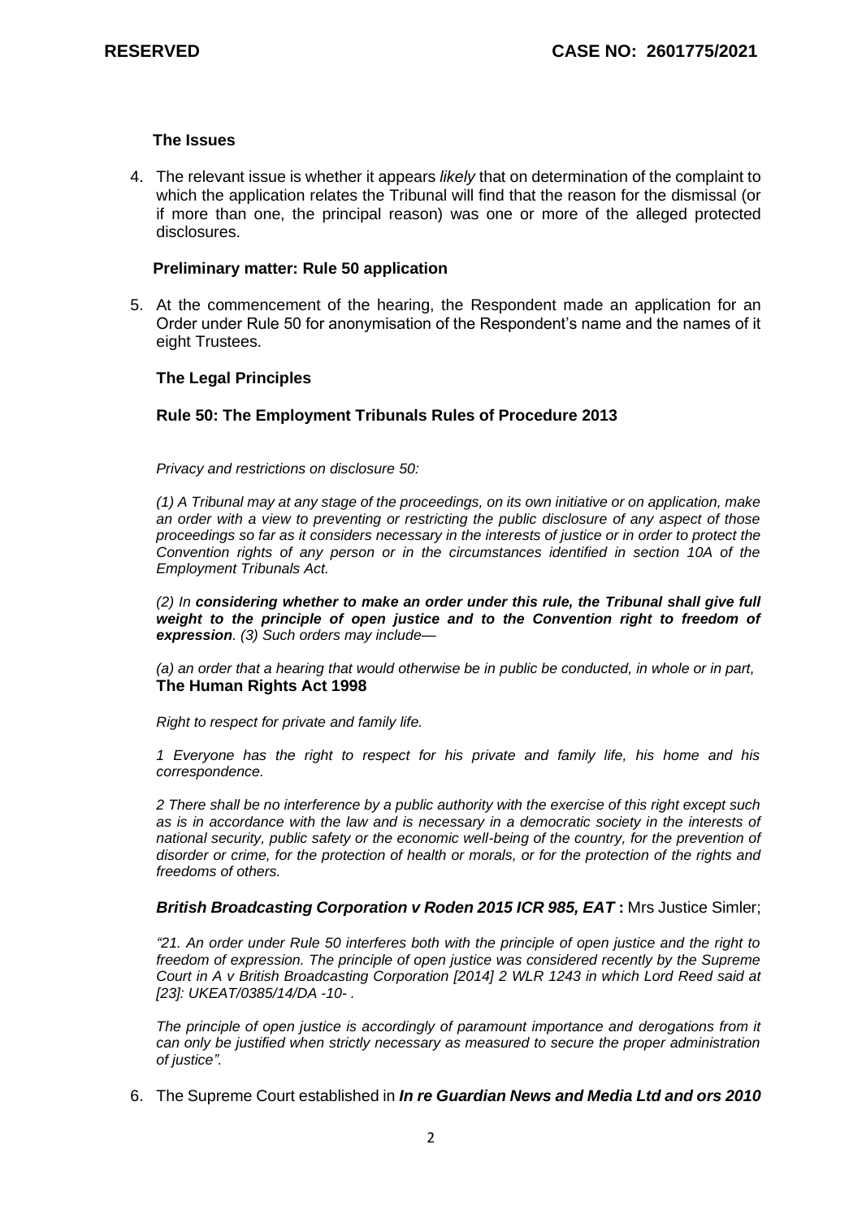### The Issues

4. The relevant issue is whether it appears *likely* that on determination of the complaint to which the application relates the Tribunal will find that the reason for the dismissal (or if more than one, the principal reason) was one or more of the alleged protected disclosures.

### Preliminary matter: Rule 50 application

5. At the commencement of the hearing, the Respondent made an application for an Order under Rule 50 for anonymisation of the Respondent's name and the names of it eight Trustees.

### The Legal Principles

### Rule 50: The Employment Tribunals Rules of Procedure 2013

*Privacy and restrictions on disclosure 50:*

*(1) A Tribunal may at any stage of the proceedings, on its own initiative or on application, make an order with a view to preventing or restricting the public disclosure of any aspect of those proceedings so far as it considers necessary in the interests of justice or in order to protect the Convention rights of any person or in the circumstances identified in section 10A of the Employment Tribunals Act.*

*(2) In* ***considering whether to make an order under this rule, the Tribunal shall give full weight to the principle of open justice and to the Convention right to freedom of expression****. (3) Such orders may include—*

*(a) an order that a hearing that would otherwise be in public be conducted, in whole or in part,*

**The Human Rights Act 1998**

*Right to respect for private and family life.*

*1 Everyone has the right to respect for his private and family life, his home and his correspondence.*

*2 There shall be no interference by a public authority with the exercise of this right except such as is in accordance with the law and is necessary in a democratic society in the interests of national security, public safety or the economic well-being of the country, for the prevention of disorder or crime, for the protection of health or morals, or for the protection of the rights and freedoms of others.*

***British Broadcasting Corporation v Roden 2015 ICR 985, EAT*** **:** Mrs Justice Simler;

*"21. An order under Rule 50 interferes both with the principle of open justice and the right to freedom of expression. The principle of open justice was considered recently by the Supreme Court in A v British Broadcasting Corporation [2014] 2 WLR 1243 in which Lord Reed said at [23]: UKEAT/0385/14/DA -10- .*

*The principle of open justice is accordingly of paramount importance and derogations from it can only be justified when strictly necessary as measured to secure the proper administration of justice".*

6. The Supreme Court established in ***In re Guardian News and Media Ltd and ors 2010***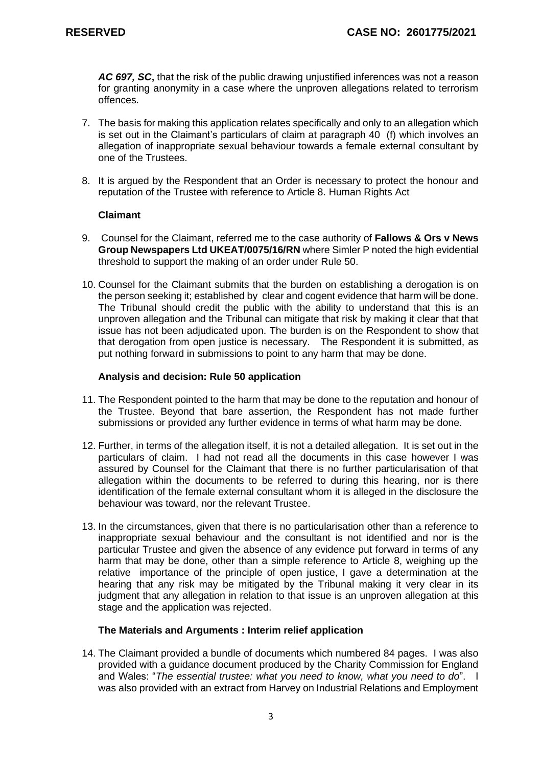***AC 697, SC*****,** that the risk of the public drawing unjustified inferences was not a reason for granting anonymity in a case where the unproven allegations related to terrorism offences.

7. The basis for making this application relates specifically and only to an allegation which is set out in the Claimant's particulars of claim at paragraph 40 (f) which involves an allegation of inappropriate sexual behaviour towards a female external consultant by one of the Trustees.

8. It is argued by the Respondent that an Order is necessary to protect the honour and reputation of the Trustee with reference to Article 8. Human Rights Act

**Claimant**

9. Counsel for the Claimant, referred me to the case authority of **Fallows & Ors v News Group Newspapers Ltd UKEAT/0075/16/RN** where Simler P noted the high evidential threshold to support the making of an order under Rule 50.

10. Counsel for the Claimant submits that the burden on establishing a derogation is on the person seeking it; established by clear and cogent evidence that harm will be done. The Tribunal should credit the public with the ability to understand that this is an unproven allegation and the Tribunal can mitigate that risk by making it clear that that issue has not been adjudicated upon. The burden is on the Respondent to show that that derogation from open justice is necessary. The Respondent it is submitted, as put nothing forward in submissions to point to any harm that may be done.

**Analysis and decision: Rule 50 application**

11. The Respondent pointed to the harm that may be done to the reputation and honour of the Trustee. Beyond that bare assertion, the Respondent has not made further submissions or provided any further evidence in terms of what harm may be done.

12. Further, in terms of the allegation itself, it is not a detailed allegation. It is set out in the particulars of claim. I had not read all the documents in this case however I was assured by Counsel for the Claimant that there is no further particularisation of that allegation within the documents to be referred to during this hearing, nor is there identification of the female external consultant whom it is alleged in the disclosure the behaviour was toward, nor the relevant Trustee.

13. In the circumstances, given that there is no particularisation other than a reference to inappropriate sexual behaviour and the consultant is not identified and nor is the particular Trustee and given the absence of any evidence put forward in terms of any harm that may be done, other than a simple reference to Article 8, weighing up the relative importance of the principle of open justice, I gave a determination at the hearing that any risk may be mitigated by the Tribunal making it very clear in its judgment that any allegation in relation to that issue is an unproven allegation at this stage and the application was rejected.

**The Materials and Arguments : Interim relief application**

14. The Claimant provided a bundle of documents which numbered 84 pages. I was also provided with a guidance document produced by the Charity Commission for England and Wales: "*The essential trustee: what you need to know, what you need to do*". I was also provided with an extract from Harvey on Industrial Relations and Employment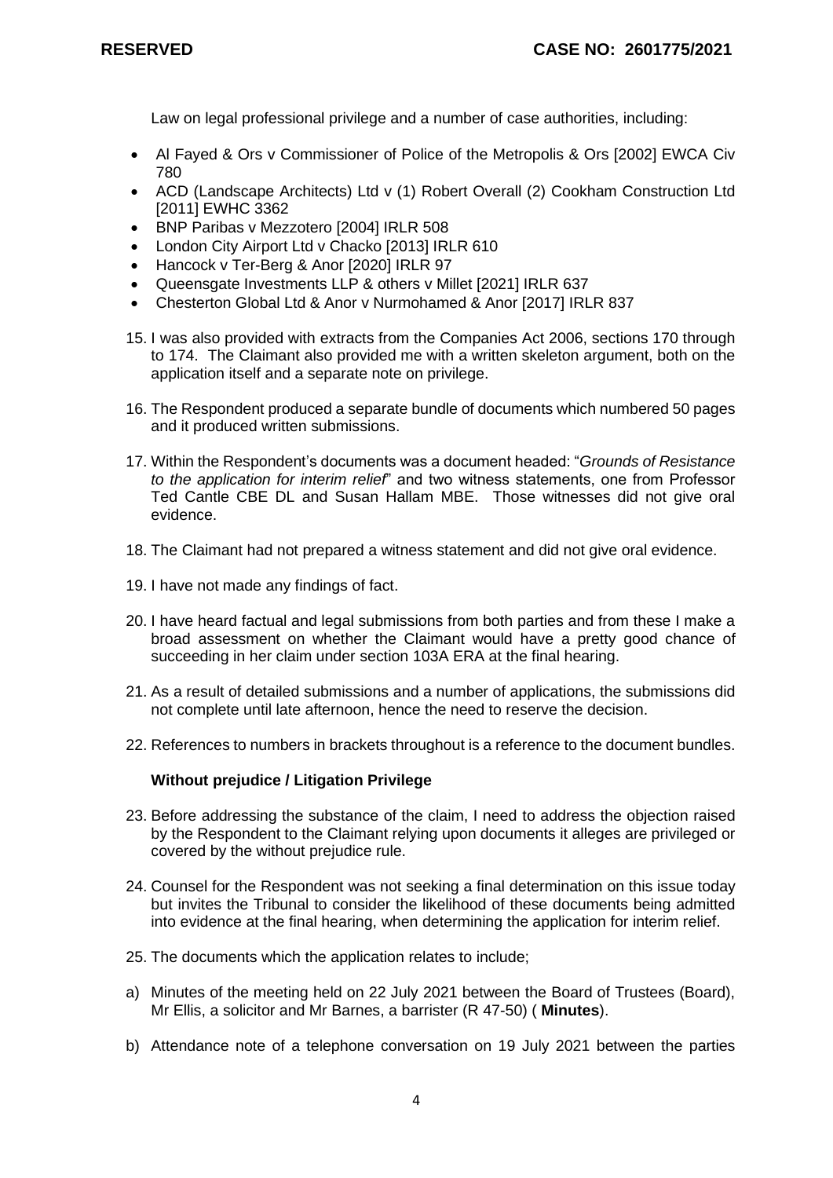Law on legal professional privilege and a number of case authorities, including:

- Al Fayed & Ors v Commissioner of Police of the Metropolis & Ors [2002] EWCA Civ 780
- ACD (Landscape Architects) Ltd v (1) Robert Overall (2) Cookham Construction Ltd [2011] EWHC 3362
- BNP Paribas v Mezzotero [2004] IRLR 508
- London City Airport Ltd v Chacko [2013] IRLR 610
- Hancock v Ter-Berg & Anor [2020] IRLR 97
- Queensgate Investments LLP & others v Millet [2021] IRLR 637
- Chesterton Global Ltd & Anor v Nurmohamed & Anor [2017] IRLR 837

15. I was also provided with extracts from the Companies Act 2006, sections 170 through to 174. The Claimant also provided me with a written skeleton argument, both on the application itself and a separate note on privilege.

16. The Respondent produced a separate bundle of documents which numbered 50 pages and it produced written submissions.

17. Within the Respondent's documents was a document headed: "*Grounds of Resistance to the application for interim relief*" and two witness statements, one from Professor Ted Cantle CBE DL and Susan Hallam MBE. Those witnesses did not give oral evidence.

18. The Claimant had not prepared a witness statement and did not give oral evidence.

19. I have not made any findings of fact.

20. I have heard factual and legal submissions from both parties and from these I make a broad assessment on whether the Claimant would have a pretty good chance of succeeding in her claim under section 103A ERA at the final hearing.

21. As a result of detailed submissions and a number of applications, the submissions did not complete until late afternoon, hence the need to reserve the decision.

22. References to numbers in brackets throughout is a reference to the document bundles.

### Without prejudice / Litigation Privilege

23. Before addressing the substance of the claim, I need to address the objection raised by the Respondent to the Claimant relying upon documents it alleges are privileged or covered by the without prejudice rule.

24. Counsel for the Respondent was not seeking a final determination on this issue today but invites the Tribunal to consider the likelihood of these documents being admitted into evidence at the final hearing, when determining the application for interim relief.

25. The documents which the application relates to include;

a) Minutes of the meeting held on 22 July 2021 between the Board of Trustees (Board), Mr Ellis, a solicitor and Mr Barnes, a barrister (R 47-50) ( **Minutes**).

b) Attendance note of a telephone conversation on 19 July 2021 between the parties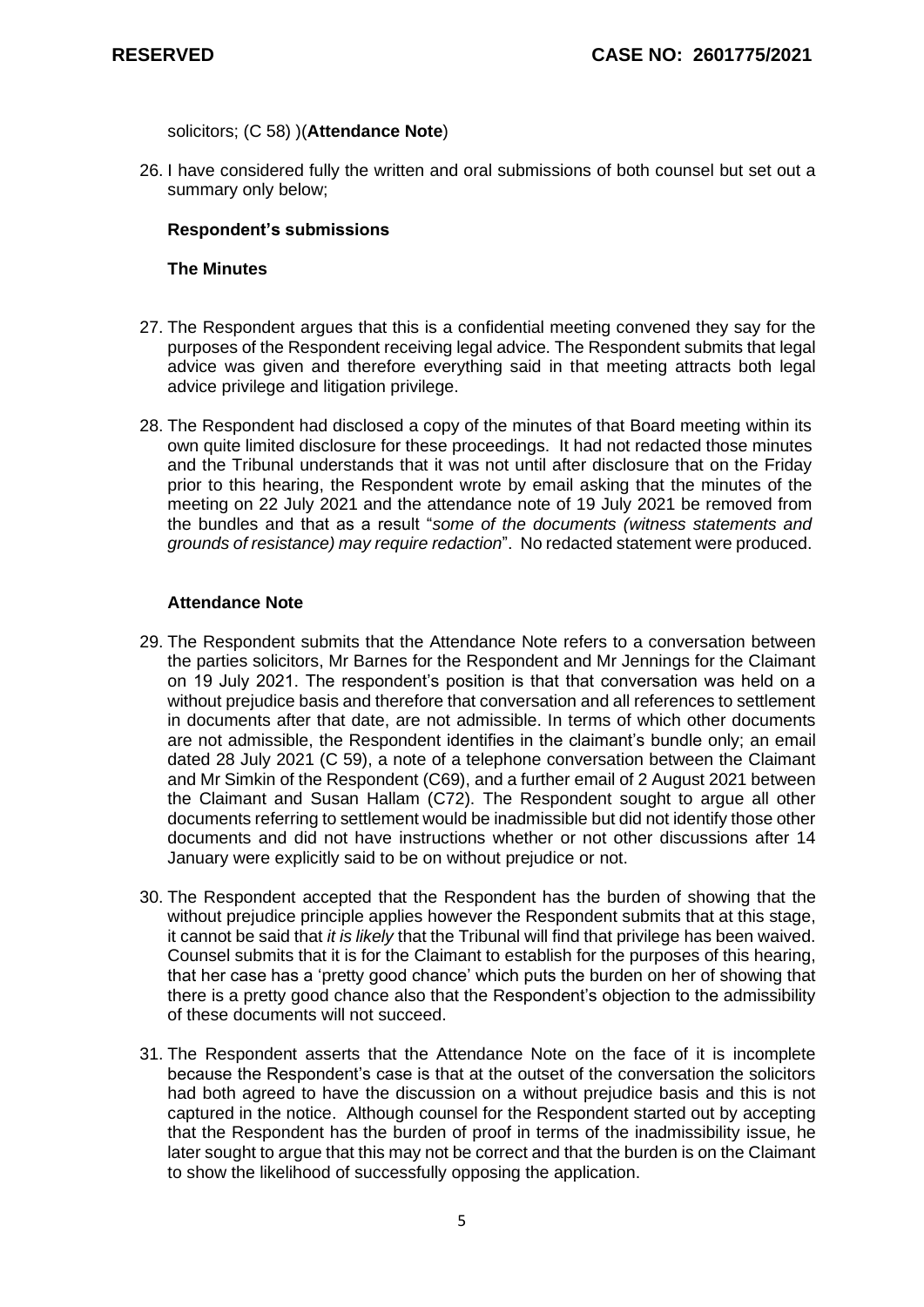solicitors; (C 58) )(**Attendance Note**)

26. I have considered fully the written and oral submissions of both counsel but set out a summary only below;

**Respondent's submissions**

**The Minutes**

27. The Respondent argues that this is a confidential meeting convened they say for the purposes of the Respondent receiving legal advice. The Respondent submits that legal advice was given and therefore everything said in that meeting attracts both legal advice privilege and litigation privilege.

28. The Respondent had disclosed a copy of the minutes of that Board meeting within its own quite limited disclosure for these proceedings. It had not redacted those minutes and the Tribunal understands that it was not until after disclosure that on the Friday prior to this hearing, the Respondent wrote by email asking that the minutes of the meeting on 22 July 2021 and the attendance note of 19 July 2021 be removed from the bundles and that as a result "*some of the documents (witness statements and grounds of resistance) may require redaction*". No redacted statement were produced.

**Attendance Note**

29. The Respondent submits that the Attendance Note refers to a conversation between the parties solicitors, Mr Barnes for the Respondent and Mr Jennings for the Claimant on 19 July 2021. The respondent's position is that that conversation was held on a without prejudice basis and therefore that conversation and all references to settlement in documents after that date, are not admissible. In terms of which other documents are not admissible, the Respondent identifies in the claimant's bundle only; an email dated 28 July 2021 (C 59), a note of a telephone conversation between the Claimant and Mr Simkin of the Respondent (C69), and a further email of 2 August 2021 between the Claimant and Susan Hallam (C72). The Respondent sought to argue all other documents referring to settlement would be inadmissible but did not identify those other documents and did not have instructions whether or not other discussions after 14 January were explicitly said to be on without prejudice or not.

30. The Respondent accepted that the Respondent has the burden of showing that the without prejudice principle applies however the Respondent submits that at this stage, it cannot be said that *it is likely* that the Tribunal will find that privilege has been waived. Counsel submits that it is for the Claimant to establish for the purposes of this hearing, that her case has a 'pretty good chance' which puts the burden on her of showing that there is a pretty good chance also that the Respondent's objection to the admissibility of these documents will not succeed.

31. The Respondent asserts that the Attendance Note on the face of it is incomplete because the Respondent's case is that at the outset of the conversation the solicitors had both agreed to have the discussion on a without prejudice basis and this is not captured in the notice. Although counsel for the Respondent started out by accepting that the Respondent has the burden of proof in terms of the inadmissibility issue, he later sought to argue that this may not be correct and that the burden is on the Claimant to show the likelihood of successfully opposing the application.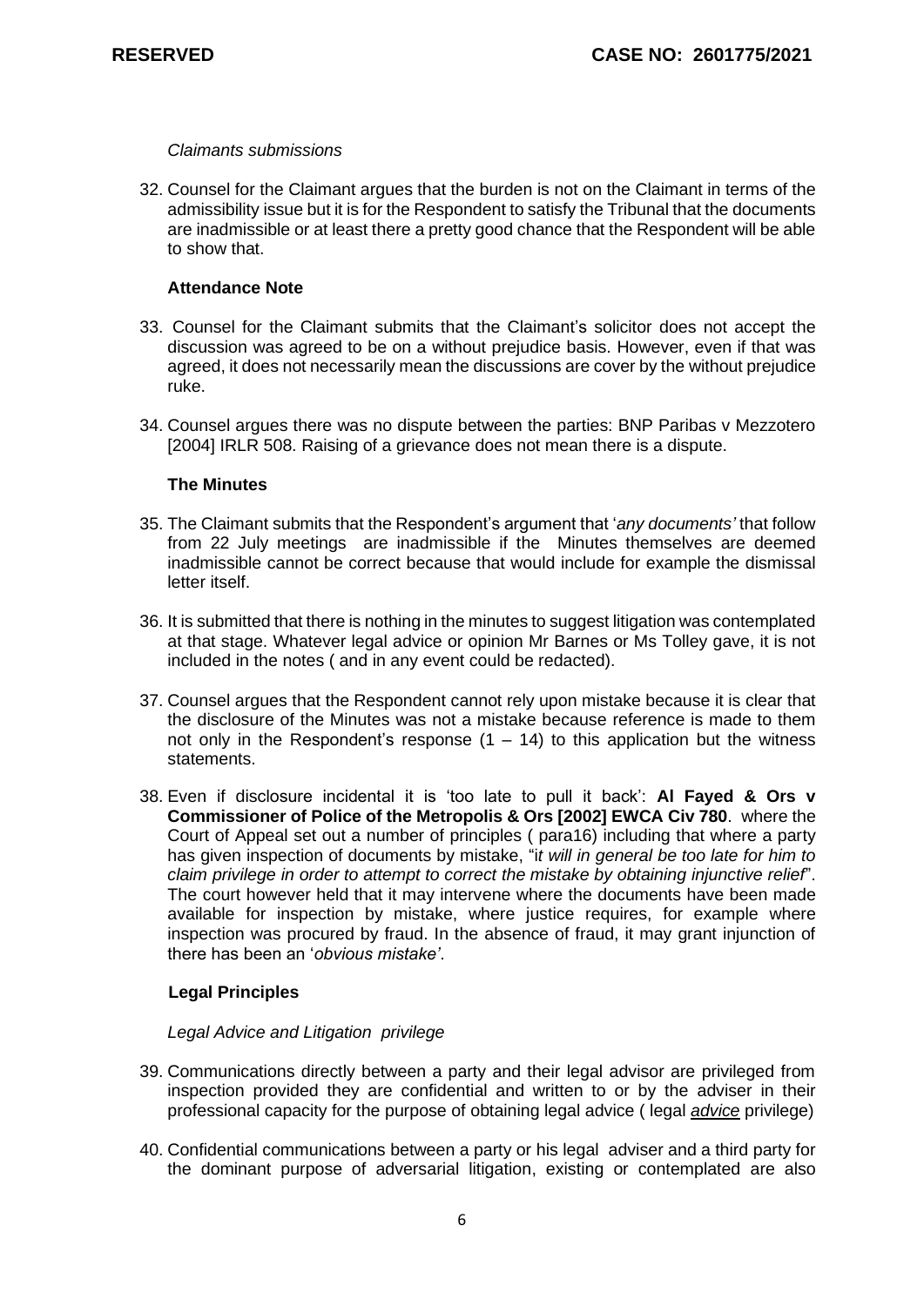*Claimants submissions*

32. Counsel for the Claimant argues that the burden is not on the Claimant in terms of the admissibility issue but it is for the Respondent to satisfy the Tribunal that the documents are inadmissible or at least there a pretty good chance that the Respondent will be able to show that.

**Attendance Note**

33. Counsel for the Claimant submits that the Claimant's solicitor does not accept the discussion was agreed to be on a without prejudice basis. However, even if that was agreed, it does not necessarily mean the discussions are cover by the without prejudice ruke.

34. Counsel argues there was no dispute between the parties: BNP Paribas v Mezzotero [2004] IRLR 508. Raising of a grievance does not mean there is a dispute.

**The Minutes**

35. The Claimant submits that the Respondent's argument that '*any documents'* that follow from 22 July meetings are inadmissible if the Minutes themselves are deemed inadmissible cannot be correct because that would include for example the dismissal letter itself.

36. It is submitted that there is nothing in the minutes to suggest litigation was contemplated at that stage. Whatever legal advice or opinion Mr Barnes or Ms Tolley gave, it is not included in the notes ( and in any event could be redacted).

37. Counsel argues that the Respondent cannot rely upon mistake because it is clear that the disclosure of the Minutes was not a mistake because reference is made to them not only in the Respondent's response (1 – 14) to this application but the witness statements.

38. Even if disclosure incidental it is 'too late to pull it back': **Al Fayed & Ors v Commissioner of Police of the Metropolis & Ors [2002] EWCA Civ 780**. where the Court of Appeal set out a number of principles ( para16) including that where a party has given inspection of documents by mistake, "*it will in general be too late for him to claim privilege in order to attempt to correct the mistake by obtaining injunctive relief*". The court however held that it may intervene where the documents have been made available for inspection by mistake, where justice requires, for example where inspection was procured by fraud. In the absence of fraud, it may grant injunction of there has been an '*obvious mistake'*.

**Legal Principles**

*Legal Advice and Litigation privilege*

39. Communications directly between a party and their legal advisor are privileged from inspection provided they are confidential and written to or by the adviser in their professional capacity for the purpose of obtaining legal advice ( legal ***advice*** privilege)

40. Confidential communications between a party or his legal adviser and a third party for the dominant purpose of adversarial litigation, existing or contemplated are also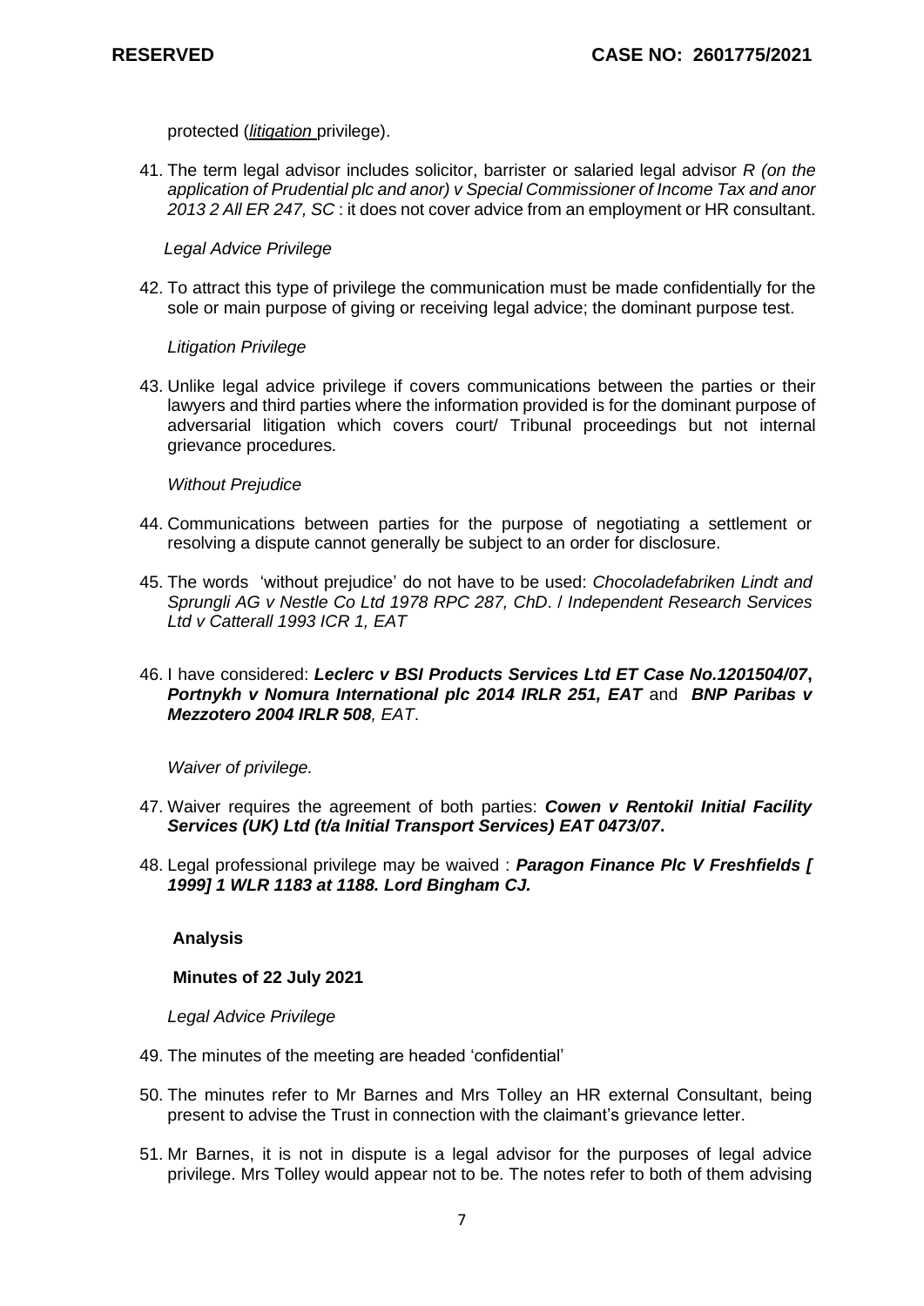protected (*litigation* privilege).

41. The term legal advisor includes solicitor, barrister or salaried legal advisor *R (on the application of Prudential plc and anor) v Special Commissioner of Income Tax and anor 2013 2 All ER 247, SC* : it does not cover advice from an employment or HR consultant.

*Legal Advice Privilege*

42. To attract this type of privilege the communication must be made confidentially for the sole or main purpose of giving or receiving legal advice; the dominant purpose test.

*Litigation Privilege*

43. Unlike legal advice privilege if covers communications between the parties or their lawyers and third parties where the information provided is for the dominant purpose of adversarial litigation which covers court/ Tribunal proceedings but not internal grievance procedures.

*Without Prejudice*

44. Communications between parties for the purpose of negotiating a settlement or resolving a dispute cannot generally be subject to an order for disclosure.

45. The words 'without prejudice' do not have to be used: *Chocoladefabriken Lindt and Sprungli AG v Nestle Co Ltd 1978 RPC 287, ChD*. / *Independent Research Services Ltd v Catterall 1993 ICR 1, EAT*

46. I have considered: ***Leclerc v BSI Products Services Ltd ET Case No.1201504/07***, ***Portnykh v Nomura International plc 2014 IRLR 251, EAT*** and ***BNP Paribas v Mezzotero 2004 IRLR 508**, EAT*.

*Waiver of privilege.*

47. Waiver requires the agreement of both parties: ***Cowen v Rentokil Initial Facility Services (UK) Ltd (t/a Initial Transport Services) EAT 0473/07***.

48. Legal professional privilege may be waived : ***Paragon Finance Plc V Freshfields [ 1999] 1 WLR 1183 at 1188. Lord Bingham CJ.***

**Analysis**

**Minutes of 22 July 2021**

*Legal Advice Privilege*

49. The minutes of the meeting are headed 'confidential'

50. The minutes refer to Mr Barnes and Mrs Tolley an HR external Consultant, being present to advise the Trust in connection with the claimant's grievance letter.

51. Mr Barnes, it is not in dispute is a legal advisor for the purposes of legal advice privilege. Mrs Tolley would appear not to be. The notes refer to both of them advising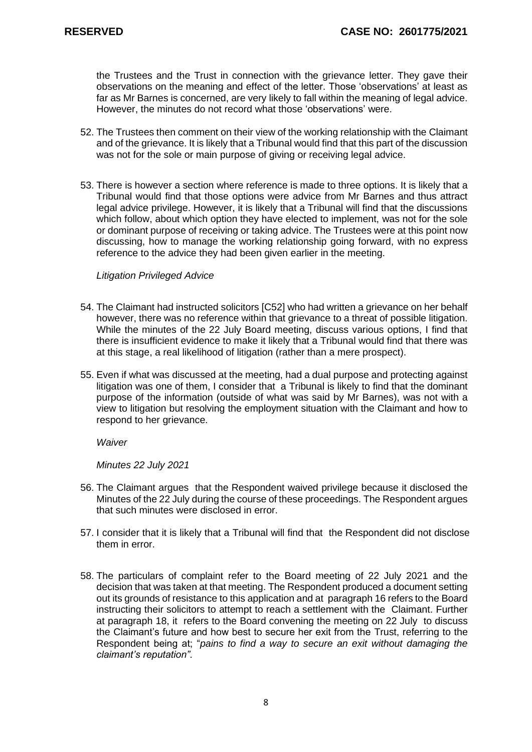the Trustees and the Trust in connection with the grievance letter. They gave their observations on the meaning and effect of the letter. Those 'observations' at least as far as Mr Barnes is concerned, are very likely to fall within the meaning of legal advice. However, the minutes do not record what those 'observations' were.

52. The Trustees then comment on their view of the working relationship with the Claimant and of the grievance. It is likely that a Tribunal would find that this part of the discussion was not for the sole or main purpose of giving or receiving legal advice.

53. There is however a section where reference is made to three options. It is likely that a Tribunal would find that those options were advice from Mr Barnes and thus attract legal advice privilege. However, it is likely that a Tribunal will find that the discussions which follow, about which option they have elected to implement, was not for the sole or dominant purpose of receiving or taking advice. The Trustees were at this point now discussing, how to manage the working relationship going forward, with no express reference to the advice they had been given earlier in the meeting.

*Litigation Privileged Advice*

54. The Claimant had instructed solicitors [C52] who had written a grievance on her behalf however, there was no reference within that grievance to a threat of possible litigation. While the minutes of the 22 July Board meeting, discuss various options, I find that there is insufficient evidence to make it likely that a Tribunal would find that there was at this stage, a real likelihood of litigation (rather than a mere prospect).

55. Even if what was discussed at the meeting, had a dual purpose and protecting against litigation was one of them, I consider that a Tribunal is likely to find that the dominant purpose of the information (outside of what was said by Mr Barnes), was not with a view to litigation but resolving the employment situation with the Claimant and how to respond to her grievance.

*Waiver*

*Minutes 22 July 2021*

56. The Claimant argues that the Respondent waived privilege because it disclosed the Minutes of the 22 July during the course of these proceedings. The Respondent argues that such minutes were disclosed in error.

57. I consider that it is likely that a Tribunal will find that the Respondent did not disclose them in error.

58. The particulars of complaint refer to the Board meeting of 22 July 2021 and the decision that was taken at that meeting. The Respondent produced a document setting out its grounds of resistance to this application and at paragraph 16 refers to the Board instructing their solicitors to attempt to reach a settlement with the Claimant. Further at paragraph 18, it refers to the Board convening the meeting on 22 July to discuss the Claimant's future and how best to secure her exit from the Trust, referring to the Respondent being at; "*pains to find a way to secure an exit without damaging the claimant's reputation".*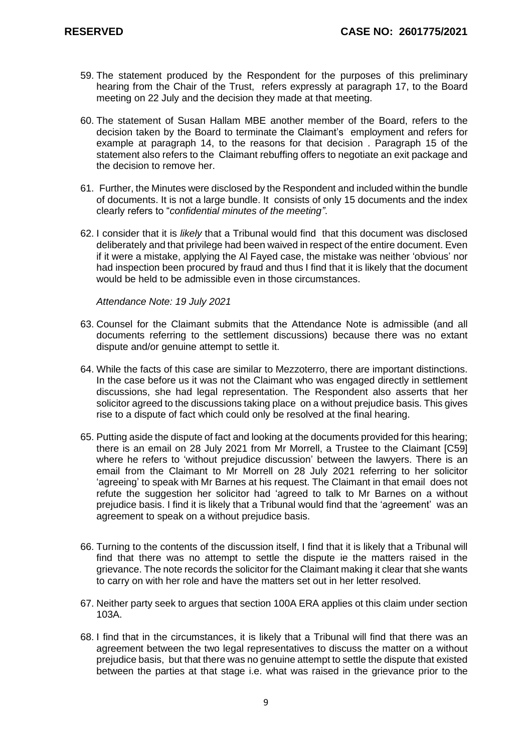59. The statement produced by the Respondent for the purposes of this preliminary hearing from the Chair of the Trust, refers expressly at paragraph 17, to the Board meeting on 22 July and the decision they made at that meeting.

60. The statement of Susan Hallam MBE another member of the Board, refers to the decision taken by the Board to terminate the Claimant's employment and refers for example at paragraph 14, to the reasons for that decision . Paragraph 15 of the statement also refers to the Claimant rebuffing offers to negotiate an exit package and the decision to remove her.

61. Further, the Minutes were disclosed by the Respondent and included within the bundle of documents. It is not a large bundle. It consists of only 15 documents and the index clearly refers to "*confidential minutes of the meeting"*.

62. I consider that it is *likely* that a Tribunal would find that this document was disclosed deliberately and that privilege had been waived in respect of the entire document. Even if it were a mistake, applying the Al Fayed case, the mistake was neither 'obvious' nor had inspection been procured by fraud and thus I find that it is likely that the document would be held to be admissible even in those circumstances.

*Attendance Note: 19 July 2021*

63. Counsel for the Claimant submits that the Attendance Note is admissible (and all documents referring to the settlement discussions) because there was no extant dispute and/or genuine attempt to settle it.

64. While the facts of this case are similar to Mezzoterro, there are important distinctions. In the case before us it was not the Claimant who was engaged directly in settlement discussions, she had legal representation. The Respondent also asserts that her solicitor agreed to the discussions taking place on a without prejudice basis. This gives rise to a dispute of fact which could only be resolved at the final hearing.

65. Putting aside the dispute of fact and looking at the documents provided for this hearing; there is an email on 28 July 2021 from Mr Morrell, a Trustee to the Claimant [C59] where he refers to 'without prejudice discussion' between the lawyers. There is an email from the Claimant to Mr Morrell on 28 July 2021 referring to her solicitor 'agreeing' to speak with Mr Barnes at his request. The Claimant in that email does not refute the suggestion her solicitor had 'agreed to talk to Mr Barnes on a without prejudice basis. I find it is likely that a Tribunal would find that the 'agreement' was an agreement to speak on a without prejudice basis.

66. Turning to the contents of the discussion itself, I find that it is likely that a Tribunal will find that there was no attempt to settle the dispute ie the matters raised in the grievance. The note records the solicitor for the Claimant making it clear that she wants to carry on with her role and have the matters set out in her letter resolved.

67. Neither party seek to argues that section 100A ERA applies ot this claim under section 103A.

68. I find that in the circumstances, it is likely that a Tribunal will find that there was an agreement between the two legal representatives to discuss the matter on a without prejudice basis, but that there was no genuine attempt to settle the dispute that existed between the parties at that stage i.e. what was raised in the grievance prior to the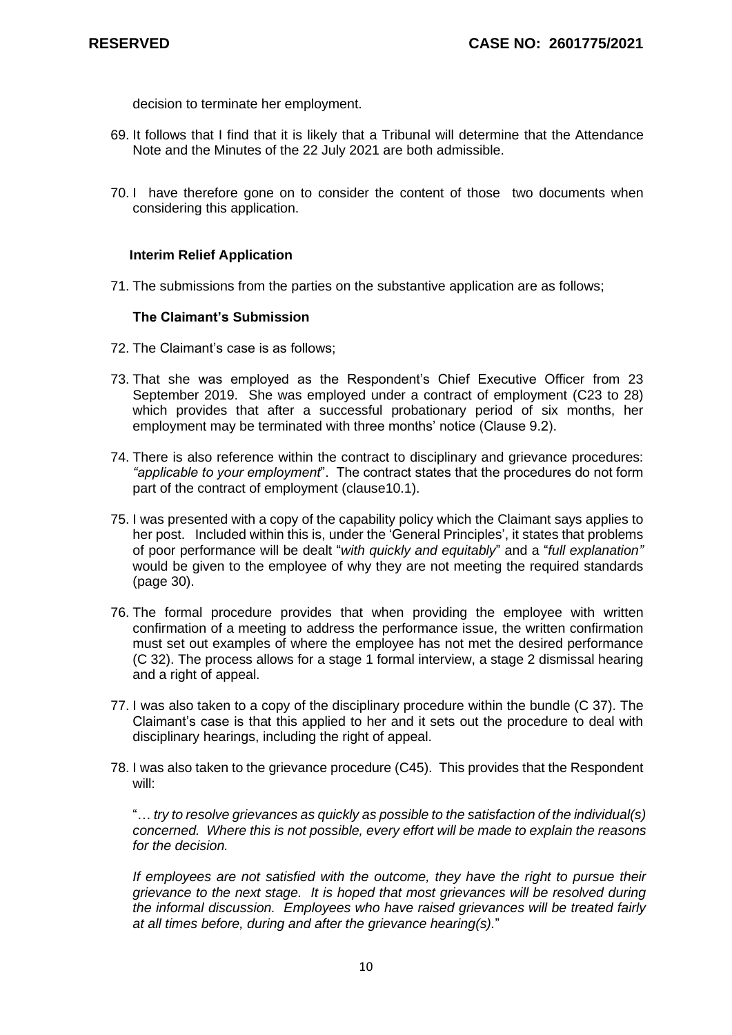decision to terminate her employment.

69. It follows that I find that it is likely that a Tribunal will determine that the Attendance Note and the Minutes of the 22 July 2021 are both admissible.

70. I have therefore gone on to consider the content of those two documents when considering this application.

### Interim Relief Application

71. The submissions from the parties on the substantive application are as follows;

#### The Claimant's Submission

72. The Claimant's case is as follows;

73. That she was employed as the Respondent's Chief Executive Officer from 23 September 2019. She was employed under a contract of employment (C23 to 28) which provides that after a successful probationary period of six months, her employment may be terminated with three months' notice (Clause 9.2).

74. There is also reference within the contract to disciplinary and grievance procedures: *"applicable to your employment*". The contract states that the procedures do not form part of the contract of employment (clause10.1).

75. I was presented with a copy of the capability policy which the Claimant says applies to her post. Included within this is, under the 'General Principles', it states that problems of poor performance will be dealt "*with quickly and equitably*" and a "*full explanation"* would be given to the employee of why they are not meeting the required standards (page 30).

76. The formal procedure provides that when providing the employee with written confirmation of a meeting to address the performance issue, the written confirmation must set out examples of where the employee has not met the desired performance (C 32). The process allows for a stage 1 formal interview, a stage 2 dismissal hearing and a right of appeal.

77. I was also taken to a copy of the disciplinary procedure within the bundle (C 37). The Claimant's case is that this applied to her and it sets out the procedure to deal with disciplinary hearings, including the right of appeal.

78. I was also taken to the grievance procedure (C45). This provides that the Respondent will:

   "*… try to resolve grievances as quickly as possible to the satisfaction of the individual(s) concerned. Where this is not possible, every effort will be made to explain the reasons for the decision.*

   *If employees are not satisfied with the outcome, they have the right to pursue their grievance to the next stage. It is hoped that most grievances will be resolved during the informal discussion. Employees who have raised grievances will be treated fairly at all times before, during and after the grievance hearing(s).*"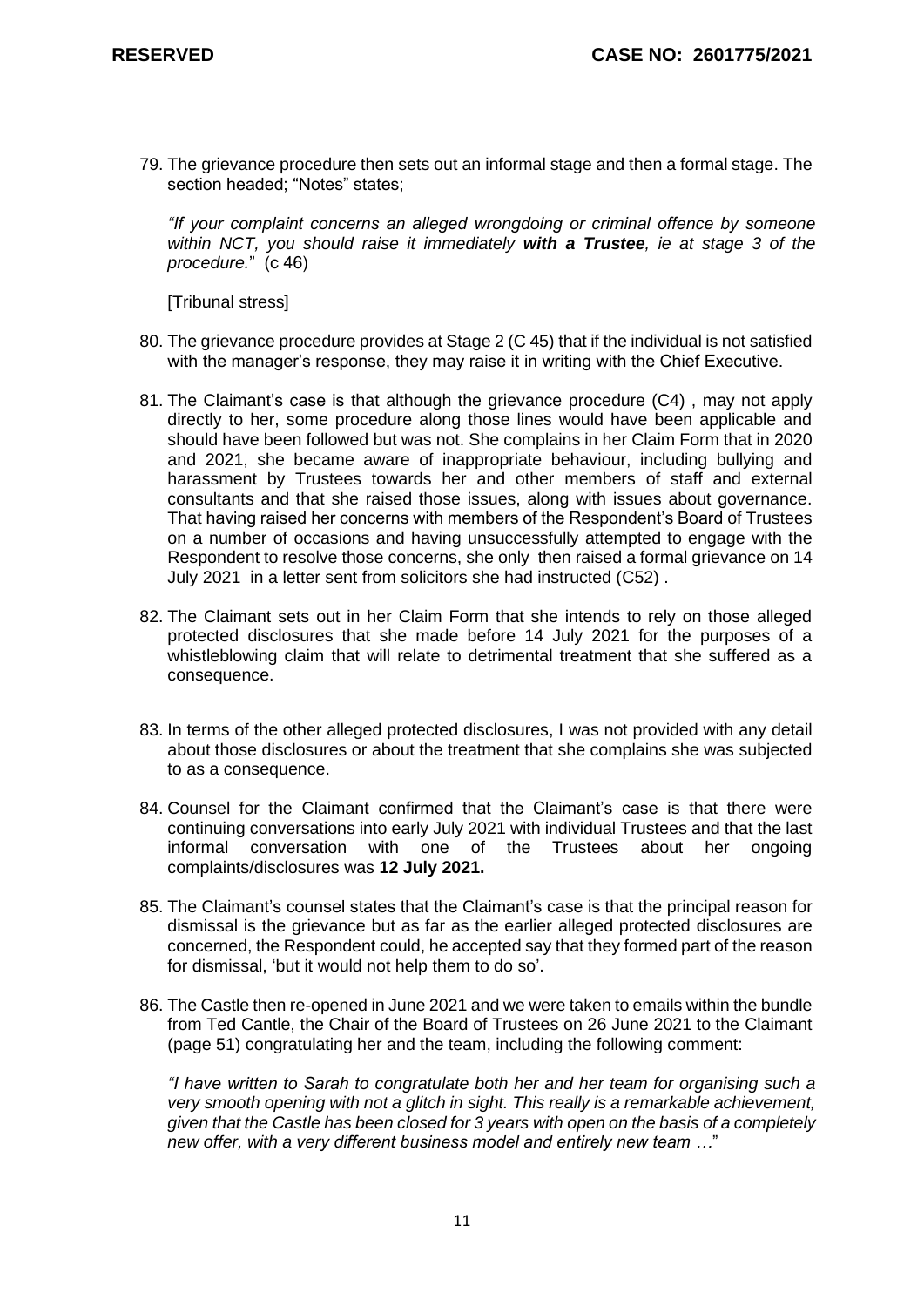79. The grievance procedure then sets out an informal stage and then a formal stage. The section headed; "Notes" states;

    *"If your complaint concerns an alleged wrongdoing or criminal offence by someone within NCT, you should raise it immediately **with a Trustee**, ie at stage 3 of the procedure.*" (c 46)

    [Tribunal stress]

80. The grievance procedure provides at Stage 2 (C 45) that if the individual is not satisfied with the manager's response, they may raise it in writing with the Chief Executive.

81. The Claimant's case is that although the grievance procedure (C4) , may not apply directly to her, some procedure along those lines would have been applicable and should have been followed but was not. She complains in her Claim Form that in 2020 and 2021, she became aware of inappropriate behaviour, including bullying and harassment by Trustees towards her and other members of staff and external consultants and that she raised those issues, along with issues about governance. That having raised her concerns with members of the Respondent's Board of Trustees on a number of occasions and having unsuccessfully attempted to engage with the Respondent to resolve those concerns, she only then raised a formal grievance on 14 July 2021 in a letter sent from solicitors she had instructed (C52) .

82. The Claimant sets out in her Claim Form that she intends to rely on those alleged protected disclosures that she made before 14 July 2021 for the purposes of a whistleblowing claim that will relate to detrimental treatment that she suffered as a consequence.

83. In terms of the other alleged protected disclosures, I was not provided with any detail about those disclosures or about the treatment that she complains she was subjected to as a consequence.

84. Counsel for the Claimant confirmed that the Claimant's case is that there were continuing conversations into early July 2021 with individual Trustees and that the last informal conversation with one of the Trustees about her ongoing complaints/disclosures was **12 July 2021.**

85. The Claimant's counsel states that the Claimant's case is that the principal reason for dismissal is the grievance but as far as the earlier alleged protected disclosures are concerned, the Respondent could, he accepted say that they formed part of the reason for dismissal, 'but it would not help them to do so'.

86. The Castle then re-opened in June 2021 and we were taken to emails within the bundle from Ted Cantle, the Chair of the Board of Trustees on 26 June 2021 to the Claimant (page 51) congratulating her and the team, including the following comment:

    *"I have written to Sarah to congratulate both her and her team for organising such a very smooth opening with not a glitch in sight. This really is a remarkable achievement, given that the Castle has been closed for 3 years with open on the basis of a completely new offer, with a very different business model and entirely new team …*"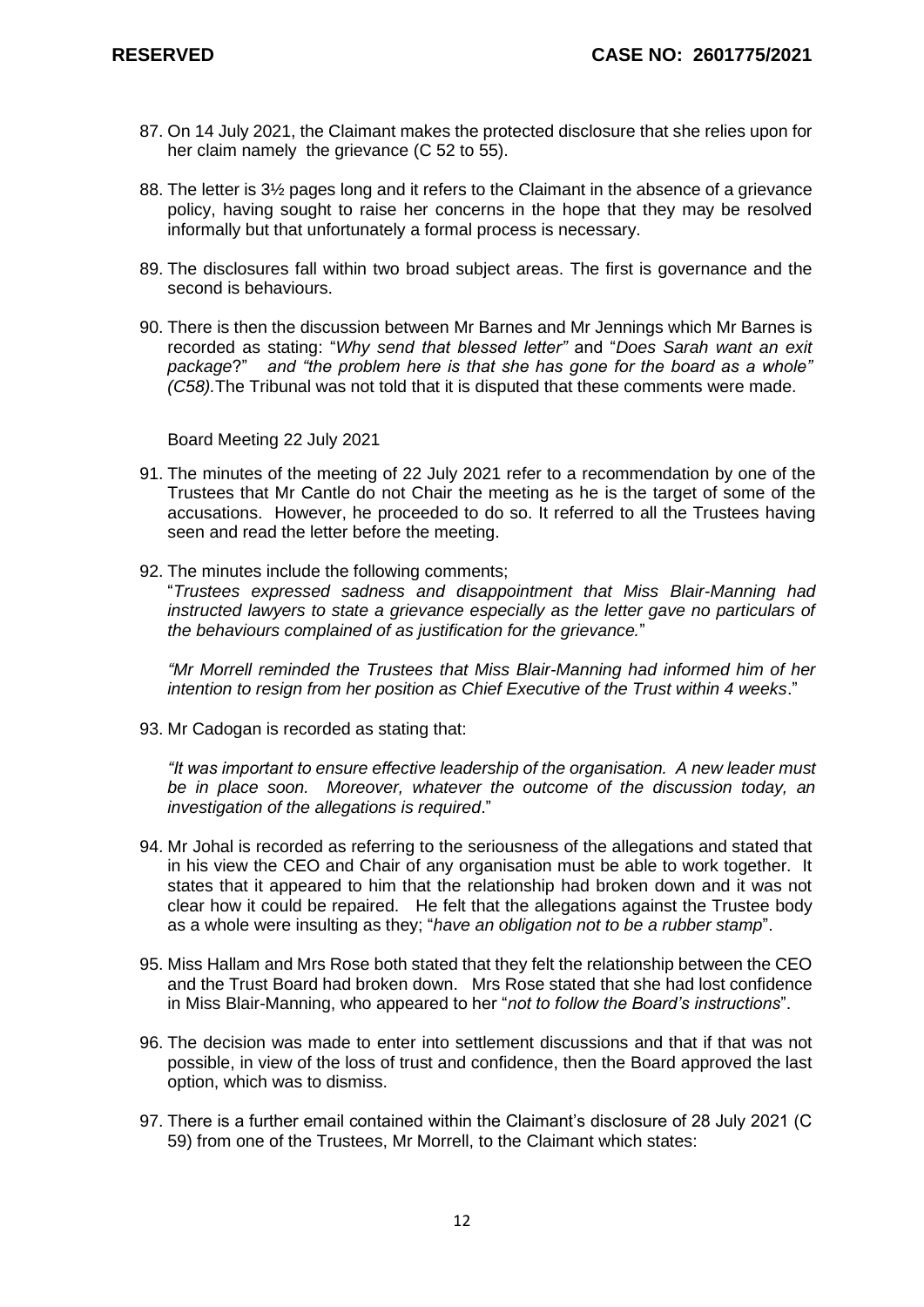87. On 14 July 2021, the Claimant makes the protected disclosure that she relies upon for her claim namely the grievance (C 52 to 55).

88. The letter is 3½ pages long and it refers to the Claimant in the absence of a grievance policy, having sought to raise her concerns in the hope that they may be resolved informally but that unfortunately a formal process is necessary.

89. The disclosures fall within two broad subject areas. The first is governance and the second is behaviours.

90. There is then the discussion between Mr Barnes and Mr Jennings which Mr Barnes is recorded as stating: "*Why send that blessed letter"* and "*Does Sarah want an exit package*?" *and "the problem here is that she has gone for the board as a whole" (C58).* The Tribunal was not told that it is disputed that these comments were made.

Board Meeting 22 July 2021

91. The minutes of the meeting of 22 July 2021 refer to a recommendation by one of the Trustees that Mr Cantle do not Chair the meeting as he is the target of some of the accusations. However, he proceeded to do so. It referred to all the Trustees having seen and read the letter before the meeting.

92. The minutes include the following comments;

    "*Trustees expressed sadness and disappointment that Miss Blair-Manning had instructed lawyers to state a grievance especially as the letter gave no particulars of the behaviours complained of as justification for the grievance.*"

    *"Mr Morrell reminded the Trustees that Miss Blair-Manning had informed him of her intention to resign from her position as Chief Executive of the Trust within 4 weeks*."

93. Mr Cadogan is recorded as stating that:

    *"It was important to ensure effective leadership of the organisation. A new leader must be in place soon. Moreover, whatever the outcome of the discussion today, an investigation of the allegations is required*."

94. Mr Johal is recorded as referring to the seriousness of the allegations and stated that in his view the CEO and Chair of any organisation must be able to work together. It states that it appeared to him that the relationship had broken down and it was not clear how it could be repaired. He felt that the allegations against the Trustee body as a whole were insulting as they; "*have an obligation not to be a rubber stamp*".

95. Miss Hallam and Mrs Rose both stated that they felt the relationship between the CEO and the Trust Board had broken down. Mrs Rose stated that she had lost confidence in Miss Blair-Manning, who appeared to her "*not to follow the Board's instructions*".

96. The decision was made to enter into settlement discussions and that if that was not possible, in view of the loss of trust and confidence, then the Board approved the last option, which was to dismiss.

97. There is a further email contained within the Claimant's disclosure of 28 July 2021 (C 59) from one of the Trustees, Mr Morrell, to the Claimant which states: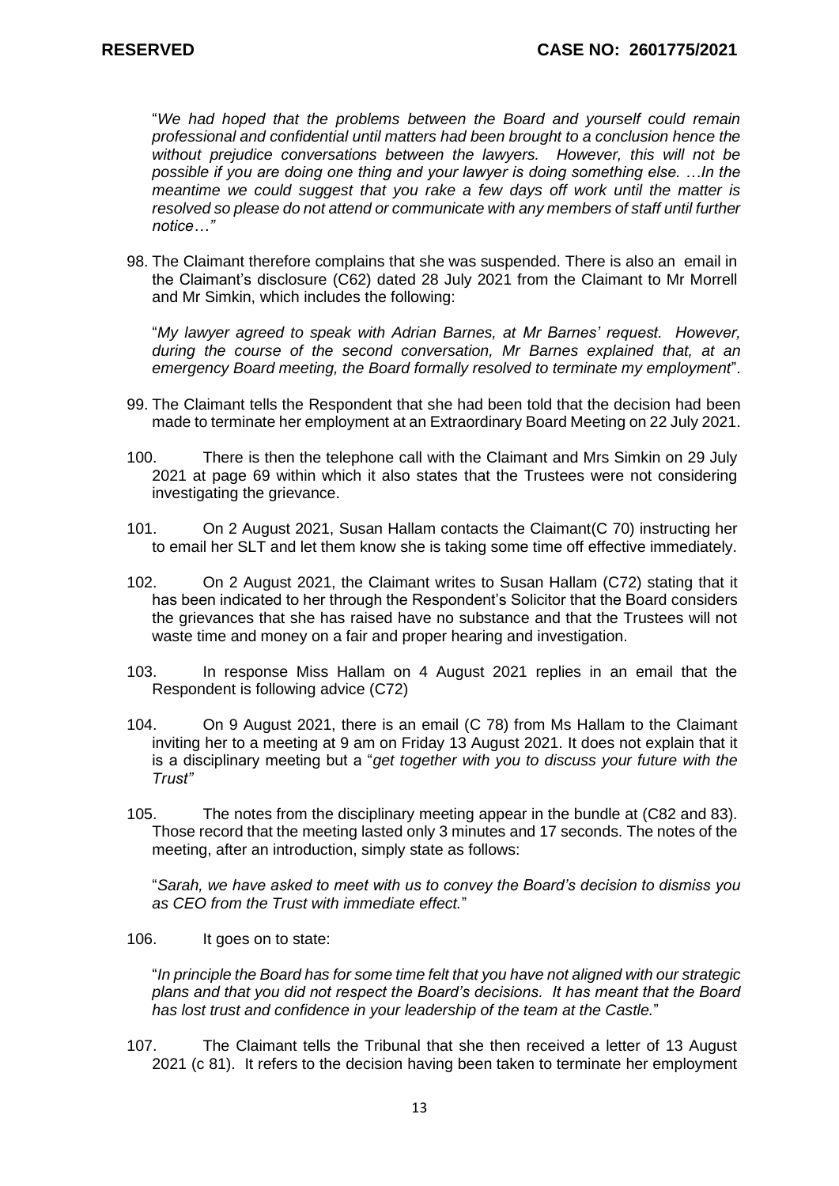"*We had hoped that the problems between the Board and yourself could remain professional and confidential until matters had been brought to a conclusion hence the without prejudice conversations between the lawyers. However, this will not be possible if you are doing one thing and your lawyer is doing something else. …In the meantime we could suggest that you rake a few days off work until the matter is resolved so please do not attend or communicate with any members of staff until further notice…"*

98. The Claimant therefore complains that she was suspended. There is also an email in the Claimant's disclosure (C62) dated 28 July 2021 from the Claimant to Mr Morrell and Mr Simkin, which includes the following:

"*My lawyer agreed to speak with Adrian Barnes, at Mr Barnes' request. However, during the course of the second conversation, Mr Barnes explained that, at an emergency Board meeting, the Board formally resolved to terminate my employment*".

99. The Claimant tells the Respondent that she had been told that the decision had been made to terminate her employment at an Extraordinary Board Meeting on 22 July 2021.

100. There is then the telephone call with the Claimant and Mrs Simkin on 29 July 2021 at page 69 within which it also states that the Trustees were not considering investigating the grievance.

101. On 2 August 2021, Susan Hallam contacts the Claimant(C 70) instructing her to email her SLT and let them know she is taking some time off effective immediately.

102. On 2 August 2021, the Claimant writes to Susan Hallam (C72) stating that it has been indicated to her through the Respondent's Solicitor that the Board considers the grievances that she has raised have no substance and that the Trustees will not waste time and money on a fair and proper hearing and investigation.

103. In response Miss Hallam on 4 August 2021 replies in an email that the Respondent is following advice (C72)

104. On 9 August 2021, there is an email (C 78) from Ms Hallam to the Claimant inviting her to a meeting at 9 am on Friday 13 August 2021. It does not explain that it is a disciplinary meeting but a "*get together with you to discuss your future with the Trust"*

105. The notes from the disciplinary meeting appear in the bundle at (C82 and 83). Those record that the meeting lasted only 3 minutes and 17 seconds. The notes of the meeting, after an introduction, simply state as follows:

"*Sarah, we have asked to meet with us to convey the Board's decision to dismiss you as CEO from the Trust with immediate effect.*"

106. It goes on to state:

"*In principle the Board has for some time felt that you have not aligned with our strategic plans and that you did not respect the Board's decisions. It has meant that the Board has lost trust and confidence in your leadership of the team at the Castle.*"

107. The Claimant tells the Tribunal that she then received a letter of 13 August 2021 (c 81). It refers to the decision having been taken to terminate her employment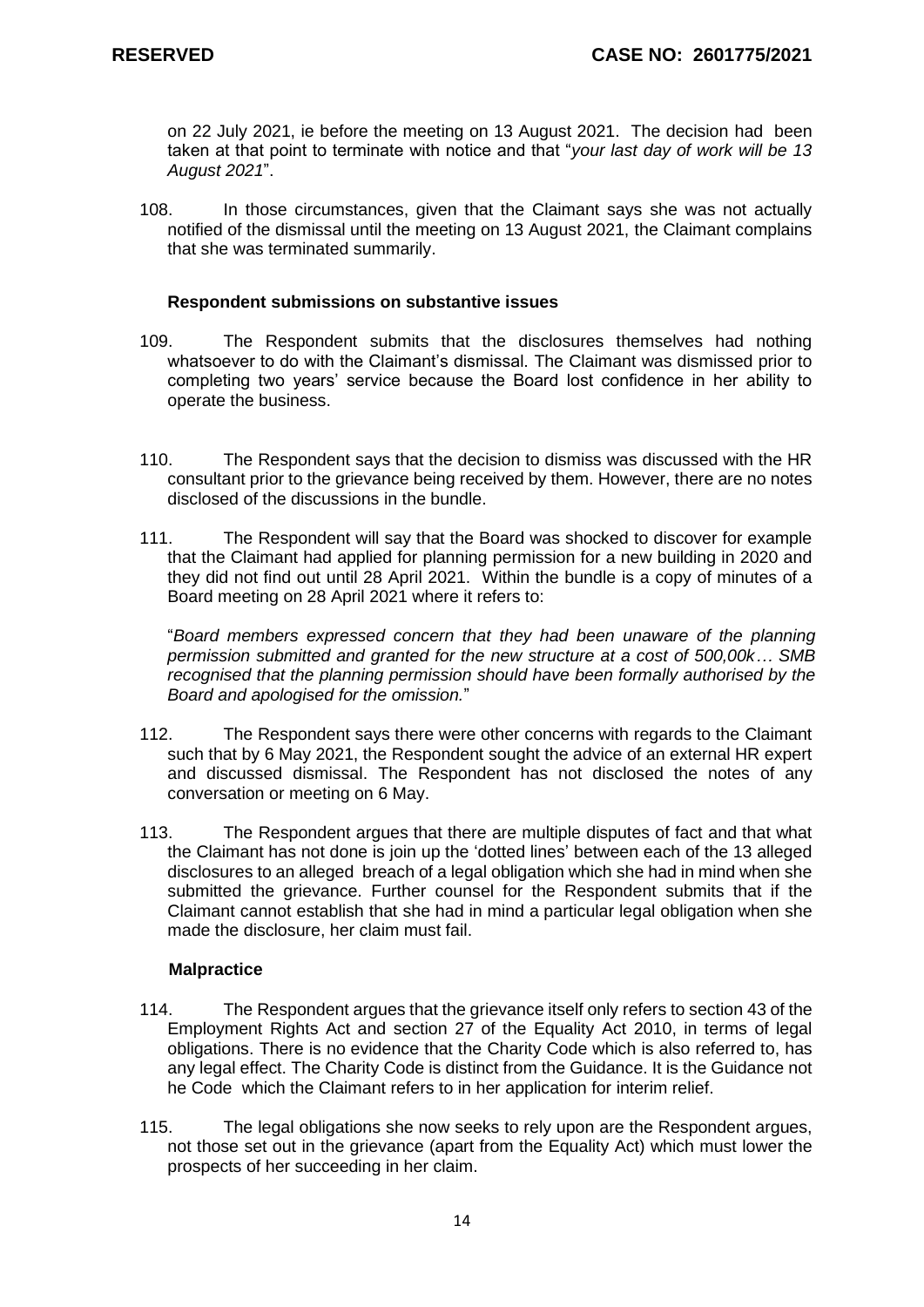on 22 July 2021, ie before the meeting on 13 August 2021. The decision had been taken at that point to terminate with notice and that "*your last day of work will be 13 August 2021*".

108. In those circumstances, given that the Claimant says she was not actually notified of the dismissal until the meeting on 13 August 2021, the Claimant complains that she was terminated summarily.

**Respondent submissions on substantive issues**

109. The Respondent submits that the disclosures themselves had nothing whatsoever to do with the Claimant's dismissal. The Claimant was dismissed prior to completing two years' service because the Board lost confidence in her ability to operate the business.

110. The Respondent says that the decision to dismiss was discussed with the HR consultant prior to the grievance being received by them. However, there are no notes disclosed of the discussions in the bundle.

111. The Respondent will say that the Board was shocked to discover for example that the Claimant had applied for planning permission for a new building in 2020 and they did not find out until 28 April 2021. Within the bundle is a copy of minutes of a Board meeting on 28 April 2021 where it refers to:

"*Board members expressed concern that they had been unaware of the planning permission submitted and granted for the new structure at a cost of 500,00k… SMB recognised that the planning permission should have been formally authorised by the Board and apologised for the omission.*"

112. The Respondent says there were other concerns with regards to the Claimant such that by 6 May 2021, the Respondent sought the advice of an external HR expert and discussed dismissal. The Respondent has not disclosed the notes of any conversation or meeting on 6 May.

113. The Respondent argues that there are multiple disputes of fact and that what the Claimant has not done is join up the 'dotted lines' between each of the 13 alleged disclosures to an alleged breach of a legal obligation which she had in mind when she submitted the grievance. Further counsel for the Respondent submits that if the Claimant cannot establish that she had in mind a particular legal obligation when she made the disclosure, her claim must fail.

**Malpractice**

114. The Respondent argues that the grievance itself only refers to section 43 of the Employment Rights Act and section 27 of the Equality Act 2010, in terms of legal obligations. There is no evidence that the Charity Code which is also referred to, has any legal effect. The Charity Code is distinct from the Guidance. It is the Guidance not he Code which the Claimant refers to in her application for interim relief.

115. The legal obligations she now seeks to rely upon are the Respondent argues, not those set out in the grievance (apart from the Equality Act) which must lower the prospects of her succeeding in her claim.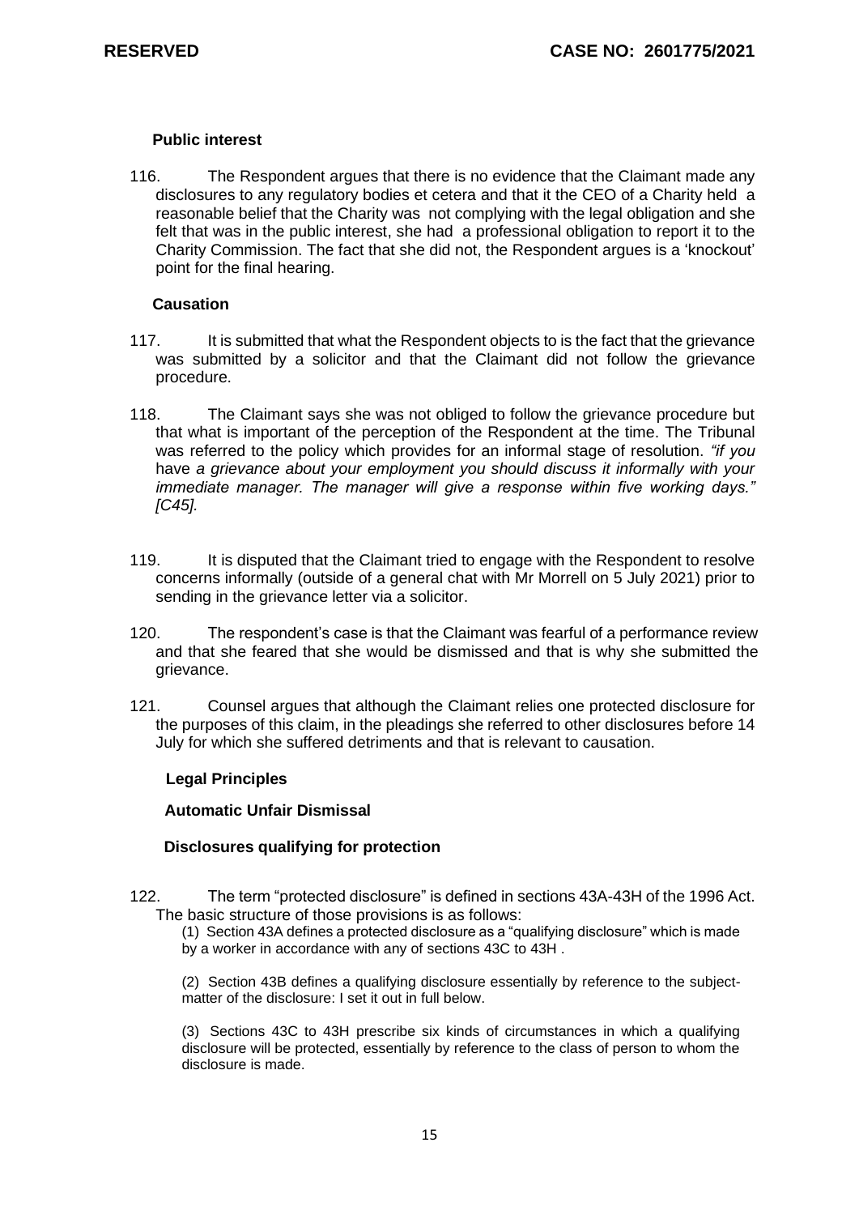### Public interest

116. The Respondent argues that there is no evidence that the Claimant made any disclosures to any regulatory bodies et cetera and that it the CEO of a Charity held a reasonable belief that the Charity was not complying with the legal obligation and she felt that was in the public interest, she had a professional obligation to report it to the Charity Commission. The fact that she did not, the Respondent argues is a 'knockout' point for the final hearing.

### Causation

117. It is submitted that what the Respondent objects to is the fact that the grievance was submitted by a solicitor and that the Claimant did not follow the grievance procedure.

118. The Claimant says she was not obliged to follow the grievance procedure but that what is important of the perception of the Respondent at the time. The Tribunal was referred to the policy which provides for an informal stage of resolution. *"if you* have *a grievance about your employment you should discuss it informally with your immediate manager. The manager will give a response within five working days." [C45].*

119. It is disputed that the Claimant tried to engage with the Respondent to resolve concerns informally (outside of a general chat with Mr Morrell on 5 July 2021) prior to sending in the grievance letter via a solicitor.

120. The respondent's case is that the Claimant was fearful of a performance review and that she feared that she would be dismissed and that is why she submitted the grievance.

121. Counsel argues that although the Claimant relies one protected disclosure for the purposes of this claim, in the pleadings she referred to other disclosures before 14 July for which she suffered detriments and that is relevant to causation.

## Legal Principles

### Automatic Unfair Dismissal

### Disclosures qualifying for protection

122. The term "protected disclosure" is defined in sections 43A-43H of the 1996 Act. The basic structure of those provisions is as follows:

(1) Section 43A defines a protected disclosure as a "qualifying disclosure" which is made by a worker in accordance with any of sections 43C to 43H .

(2) Section 43B defines a qualifying disclosure essentially by reference to the subject-matter of the disclosure: I set it out in full below.

(3) Sections 43C to 43H prescribe six kinds of circumstances in which a qualifying disclosure will be protected, essentially by reference to the class of person to whom the disclosure is made.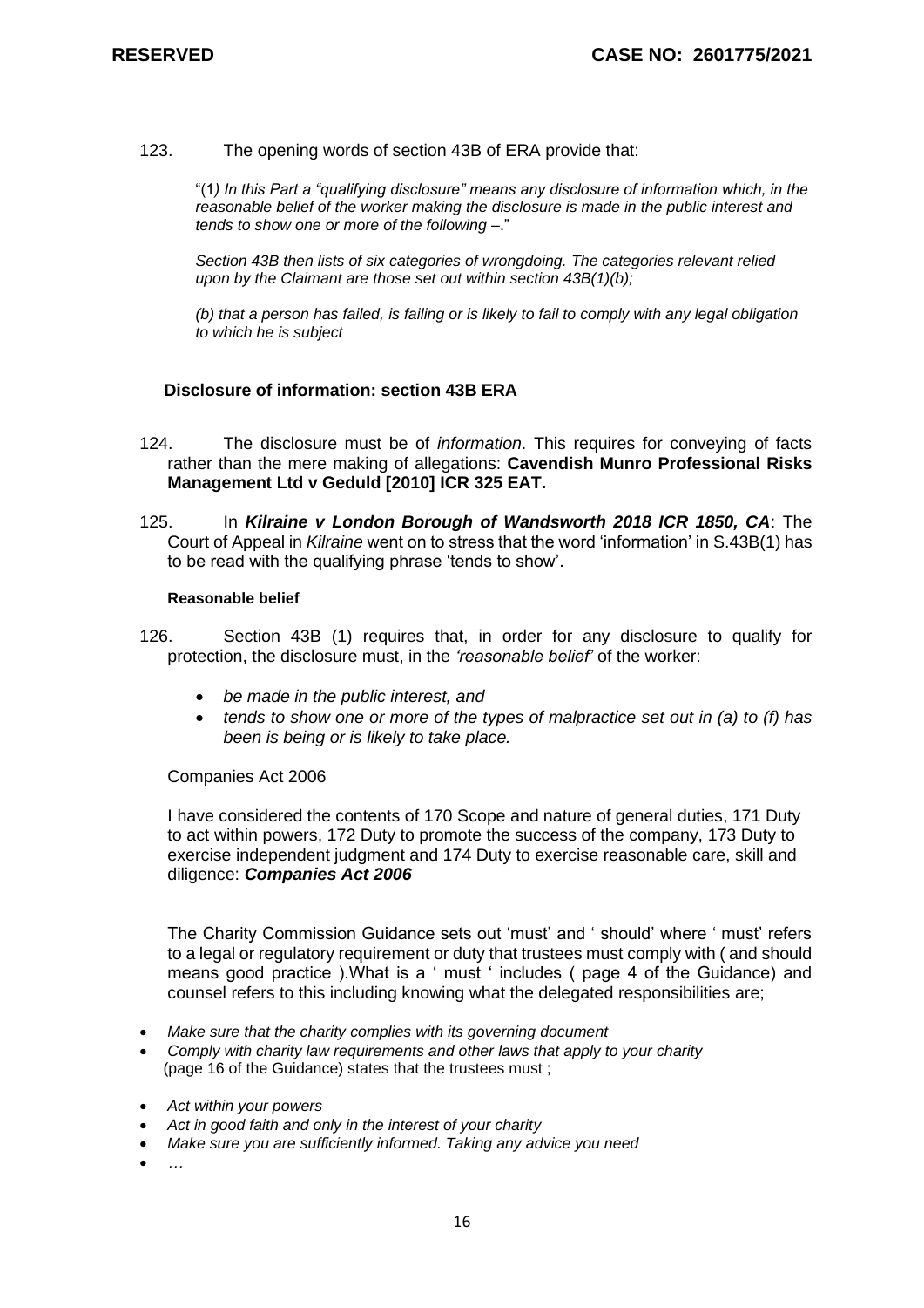123. The opening words of section 43B of ERA provide that:

> "(1*) In this Part a "qualifying disclosure" means any disclosure of information which, in the reasonable belief of the worker making the disclosure is made in the public interest and tends to show one or more of the following –*."
>
> *Section 43B then lists of six categories of wrongdoing. The categories relevant relied upon by the Claimant are those set out within section 43B(1)(b);*
>
> *(b) that a person has failed, is failing or is likely to fail to comply with any legal obligation to which he is subject*

## Disclosure of information: section 43B ERA

124. The disclosure must be of *information*. This requires for conveying of facts rather than the mere making of allegations: **Cavendish Munro Professional Risks Management Ltd v Geduld [2010] ICR 325 EAT.**

125. In ***Kilraine v London Borough of Wandsworth 2018 ICR 1850, CA***: The Court of Appeal in *Kilraine* went on to stress that the word 'information' in S.43B(1) has to be read with the qualifying phrase 'tends to show'.

### Reasonable belief

126. Section 43B (1) requires that, in order for any disclosure to qualify for protection, the disclosure must, in the *'reasonable belief'* of the worker:

- *be made in the public interest, and*
- *tends to show one or more of the types of malpractice set out in (a) to (f) has been is being or is likely to take place.*

Companies Act 2006

I have considered the contents of 170 Scope and nature of general duties, 171 Duty to act within powers, 172 Duty to promote the success of the company, 173 Duty to exercise independent judgment and 174 Duty to exercise reasonable care, skill and diligence: ***Companies Act 2006***

The Charity Commission Guidance sets out 'must' and ' should' where ' must' refers to a legal or regulatory requirement or duty that trustees must comply with ( and should means good practice ).What is a ' must ' includes ( page 4 of the Guidance) and counsel refers to this including knowing what the delegated responsibilities are;

- *Make sure that the charity complies with its governing document*
- *Comply with charity law requirements and other laws that apply to your charity*
  (page 16 of the Guidance) states that the trustees must ;

- *Act within your powers*
- *Act in good faith and only in the interest of your charity*
- *Make sure you are sufficiently informed. Taking any advice you need*
- *…*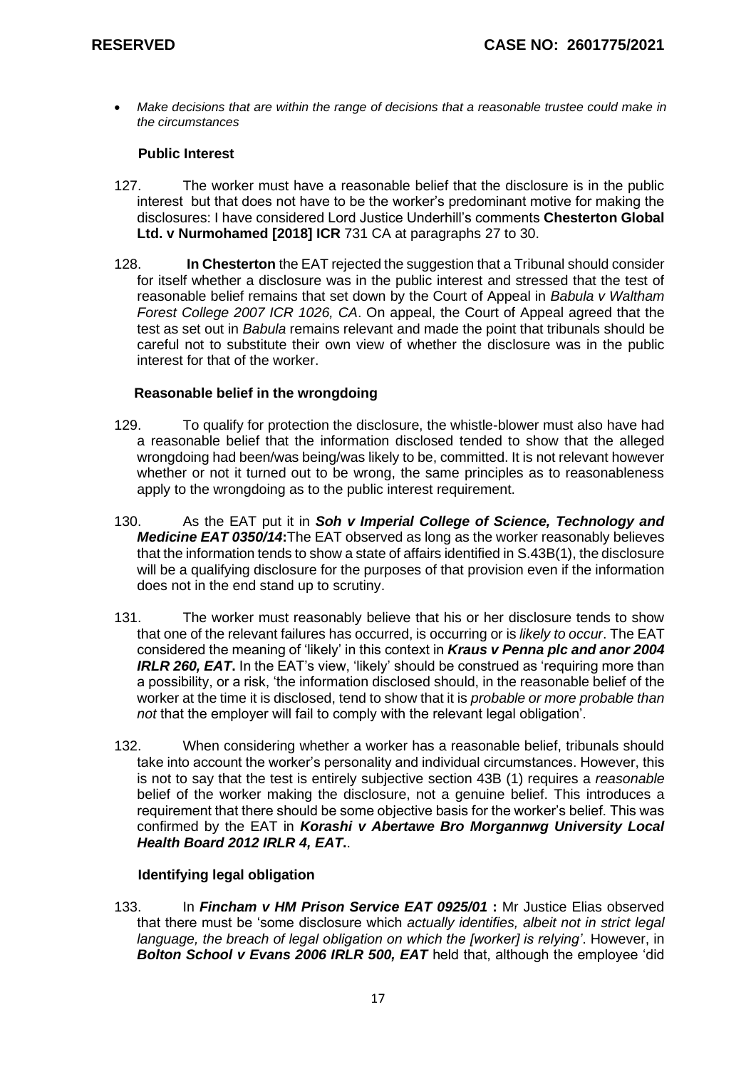- *Make decisions that are within the range of decisions that a reasonable trustee could make in the circumstances*

**Public Interest**

127. The worker must have a reasonable belief that the disclosure is in the public interest but that does not have to be the worker's predominant motive for making the disclosures: I have considered Lord Justice Underhill's comments **Chesterton Global Ltd. v Nurmohamed [2018] ICR** 731 CA at paragraphs 27 to 30.

128. **In Chesterton** the EAT rejected the suggestion that a Tribunal should consider for itself whether a disclosure was in the public interest and stressed that the test of reasonable belief remains that set down by the Court of Appeal in *Babula v Waltham Forest College 2007 ICR 1026, CA*. On appeal, the Court of Appeal agreed that the test as set out in *Babula* remains relevant and made the point that tribunals should be careful not to substitute their own view of whether the disclosure was in the public interest for that of the worker.

**Reasonable belief in the wrongdoing**

129. To qualify for protection the disclosure, the whistle-blower must also have had a reasonable belief that the information disclosed tended to show that the alleged wrongdoing had been/was being/was likely to be, committed. It is not relevant however whether or not it turned out to be wrong, the same principles as to reasonableness apply to the wrongdoing as to the public interest requirement.

130. As the EAT put it in ***Soh v Imperial College of Science, Technology and Medicine EAT 0350/14*:**The EAT observed as long as the worker reasonably believes that the information tends to show a state of affairs identified in S.43B(1), the disclosure will be a qualifying disclosure for the purposes of that provision even if the information does not in the end stand up to scrutiny.

131. The worker must reasonably believe that his or her disclosure tends to show that one of the relevant failures has occurred, is occurring or is *likely to occur*. The EAT considered the meaning of 'likely' in this context in ***Kraus v Penna plc and anor 2004 IRLR 260, EAT***. In the EAT's view, 'likely' should be construed as 'requiring more than a possibility, or a risk, 'the information disclosed should, in the reasonable belief of the worker at the time it is disclosed, tend to show that it is *probable or more probable than not* that the employer will fail to comply with the relevant legal obligation'.

132. When considering whether a worker has a reasonable belief, tribunals should take into account the worker's personality and individual circumstances. However, this is not to say that the test is entirely subjective section 43B (1) requires a *reasonable* belief of the worker making the disclosure, not a genuine belief. This introduces a requirement that there should be some objective basis for the worker's belief. This was confirmed by the EAT in ***Korashi v Abertawe Bro Morgannwg University Local Health Board 2012 IRLR 4, EAT.***.

**Identifying legal obligation**

133. In ***Fincham v HM Prison Service EAT 0925/01*** **:** Mr Justice Elias observed that there must be 'some disclosure which *actually identifies, albeit not in strict legal language, the breach of legal obligation on which the [worker] is relying'*. However, in ***Bolton School v Evans 2006 IRLR 500, EAT*** held that, although the employee 'did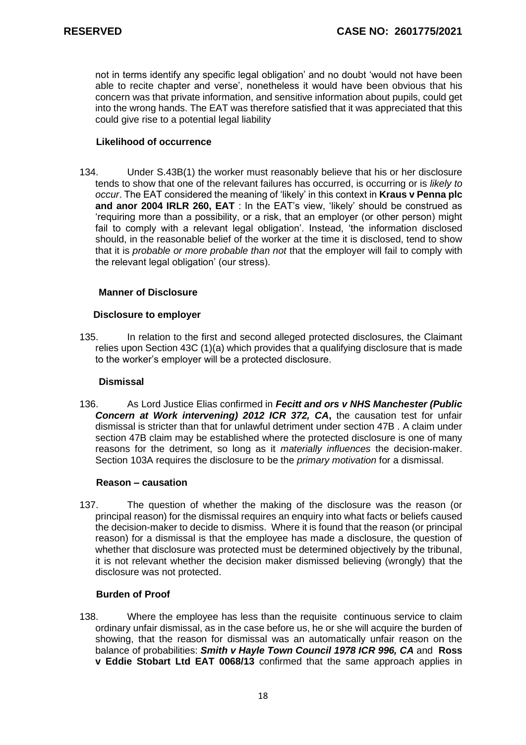not in terms identify any specific legal obligation' and no doubt 'would not have been able to recite chapter and verse', nonetheless it would have been obvious that his concern was that private information, and sensitive information about pupils, could get into the wrong hands. The EAT was therefore satisfied that it was appreciated that this could give rise to a potential legal liability

### Likelihood of occurrence

134. Under S.43B(1) the worker must reasonably believe that his or her disclosure tends to show that one of the relevant failures has occurred, is occurring or is *likely to occur*. The EAT considered the meaning of 'likely' in this context in **Kraus v Penna plc and anor 2004 IRLR 260, EAT** : In the EAT's view, 'likely' should be construed as 'requiring more than a possibility, or a risk, that an employer (or other person) might fail to comply with a relevant legal obligation'. Instead, 'the information disclosed should, in the reasonable belief of the worker at the time it is disclosed, tend to show that it is *probable or more probable than not* that the employer will fail to comply with the relevant legal obligation' (our stress).

### Manner of Disclosure

### Disclosure to employer

135. In relation to the first and second alleged protected disclosures, the Claimant relies upon Section 43C (1)(a) which provides that a qualifying disclosure that is made to the worker's employer will be a protected disclosure.

### Dismissal

136. As Lord Justice Elias confirmed in ***Fecitt and ors v NHS Manchester (Public Concern at Work intervening) 2012 ICR 372, CA***, the causation test for unfair dismissal is stricter than that for unlawful detriment under section 47B . A claim under section 47B claim may be established where the protected disclosure is one of many reasons for the detriment, so long as it *materially influences* the decision-maker. Section 103A requires the disclosure to be the *primary motivation* for a dismissal.

### Reason – causation

137. The question of whether the making of the disclosure was the reason (or principal reason) for the dismissal requires an enquiry into what facts or beliefs caused the decision-maker to decide to dismiss. Where it is found that the reason (or principal reason) for a dismissal is that the employee has made a disclosure, the question of whether that disclosure was protected must be determined objectively by the tribunal, it is not relevant whether the decision maker dismissed believing (wrongly) that the disclosure was not protected.

### Burden of Proof

138. Where the employee has less than the requisite continuous service to claim ordinary unfair dismissal, as in the case before us, he or she will acquire the burden of showing, that the reason for dismissal was an automatically unfair reason on the balance of probabilities: ***Smith v Hayle Town Council 1978 ICR 996, CA*** and **Ross v Eddie Stobart Ltd EAT 0068/13** confirmed that the same approach applies in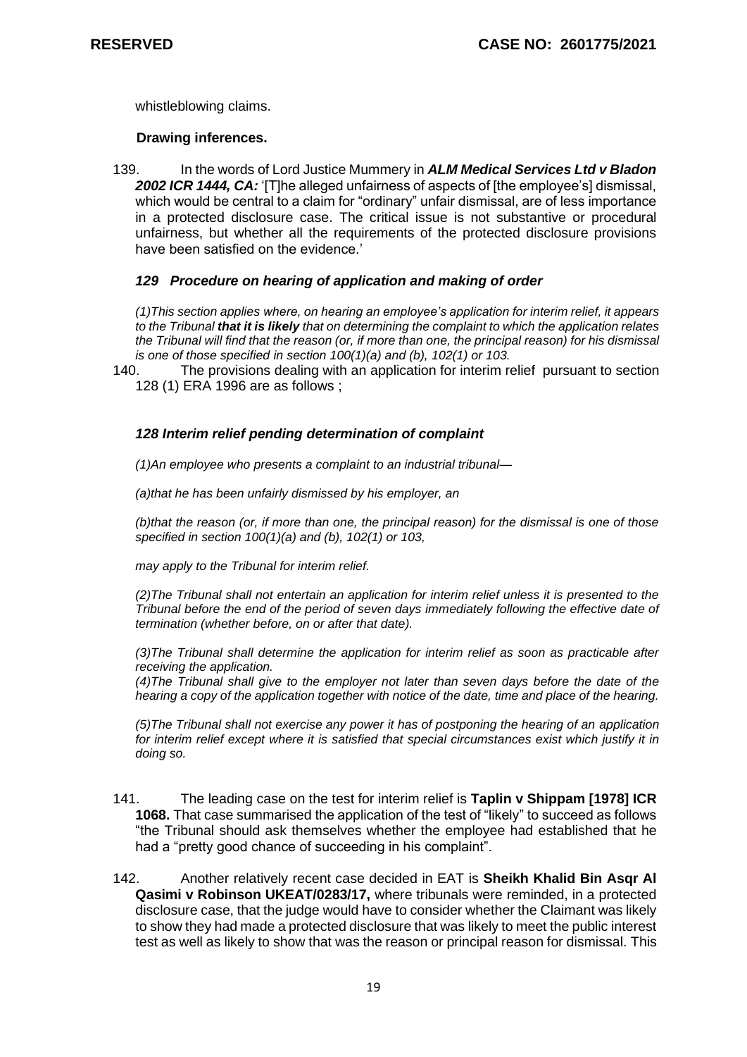whistleblowing claims.

**Drawing inferences.**

139. In the words of Lord Justice Mummery in ***ALM Medical Services Ltd v Bladon 2002 ICR 1444, CA:*** '[T]he alleged unfairness of aspects of [the employee's] dismissal, which would be central to a claim for "ordinary" unfair dismissal, are of less importance in a protected disclosure case. The critical issue is not substantive or procedural unfairness, but whether all the requirements of the protected disclosure provisions have been satisfied on the evidence.'

***129 Procedure on hearing of application and making of order***

*(1)This section applies where, on hearing an employee's application for interim relief, it appears to the Tribunal **that it is likely** that on determining the complaint to which the application relates the Tribunal will find that the reason (or, if more than one, the principal reason) for his dismissal is one of those specified in section 100(1)(a) and (b), 102(1) or 103.*

140. The provisions dealing with an application for interim relief pursuant to section 128 (1) ERA 1996 are as follows ;

***128 Interim relief pending determination of complaint***

*(1)An employee who presents a complaint to an industrial tribunal—*

*(a)that he has been unfairly dismissed by his employer, an*

*(b)that the reason (or, if more than one, the principal reason) for the dismissal is one of those specified in section 100(1)(a) and (b), 102(1) or 103,*

*may apply to the Tribunal for interim relief.*

*(2)The Tribunal shall not entertain an application for interim relief unless it is presented to the Tribunal before the end of the period of seven days immediately following the effective date of termination (whether before, on or after that date).*

*(3)The Tribunal shall determine the application for interim relief as soon as practicable after receiving the application.*

*(4)The Tribunal shall give to the employer not later than seven days before the date of the hearing a copy of the application together with notice of the date, time and place of the hearing.*

*(5)The Tribunal shall not exercise any power it has of postponing the hearing of an application for interim relief except where it is satisfied that special circumstances exist which justify it in doing so.*

141. The leading case on the test for interim relief is **Taplin v Shippam [1978] ICR 1068.** That case summarised the application of the test of "likely" to succeed as follows "the Tribunal should ask themselves whether the employee had established that he had a "pretty good chance of succeeding in his complaint".

142. Another relatively recent case decided in EAT is **Sheikh Khalid Bin Asqr Al Qasimi v Robinson UKEAT/0283/17,** where tribunals were reminded, in a protected disclosure case, that the judge would have to consider whether the Claimant was likely to show they had made a protected disclosure that was likely to meet the public interest test as well as likely to show that was the reason or principal reason for dismissal. This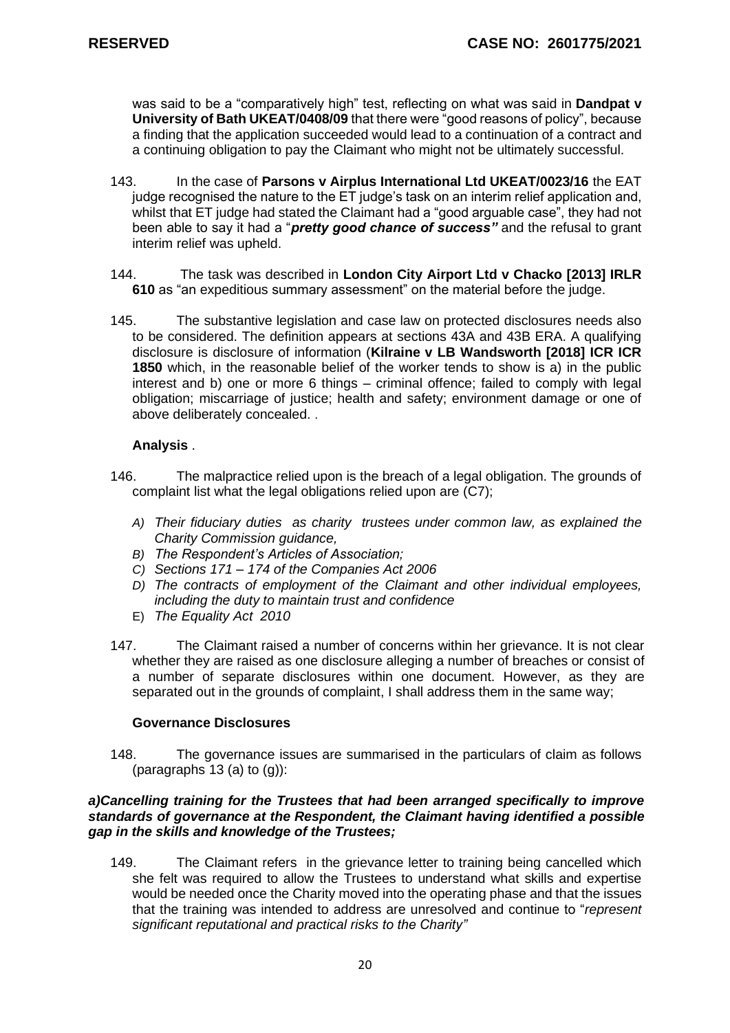was said to be a "comparatively high" test, reflecting on what was said in **Dandpat v University of Bath UKEAT/0408/09** that there were "good reasons of policy", because a finding that the application succeeded would lead to a continuation of a contract and a continuing obligation to pay the Claimant who might not be ultimately successful.

143. In the case of **Parsons v Airplus International Ltd UKEAT/0023/16** the EAT judge recognised the nature to the ET judge's task on an interim relief application and, whilst that ET judge had stated the Claimant had a "good arguable case", they had not been able to say it had a "***pretty good chance of success"*** and the refusal to grant interim relief was upheld.

144. The task was described in **London City Airport Ltd v Chacko [2013] IRLR 610** as "an expeditious summary assessment" on the material before the judge.

145. The substantive legislation and case law on protected disclosures needs also to be considered. The definition appears at sections 43A and 43B ERA. A qualifying disclosure is disclosure of information (**Kilraine v LB Wandsworth [2018] ICR ICR 1850** which, in the reasonable belief of the worker tends to show is a) in the public interest and b) one or more 6 things – criminal offence; failed to comply with legal obligation; miscarriage of justice; health and safety; environment damage or one of above deliberately concealed. .

**Analysis** .

146. The malpractice relied upon is the breach of a legal obligation. The grounds of complaint list what the legal obligations relied upon are (C7);

*A) Their fiduciary duties as charity trustees under common law, as explained the Charity Commission guidance,*
*B) The Respondent's Articles of Association;*
*C) Sections 171 – 174 of the Companies Act 2006*
*D) The contracts of employment of the Claimant and other individual employees, including the duty to maintain trust and confidence*
E) *The Equality Act 2010*

147. The Claimant raised a number of concerns within her grievance. It is not clear whether they are raised as one disclosure alleging a number of breaches or consist of a number of separate disclosures within one document. However, as they are separated out in the grounds of complaint, I shall address them in the same way;

**Governance Disclosures**

148. The governance issues are summarised in the particulars of claim as follows (paragraphs 13 (a) to (g)):

***a)Cancelling training for the Trustees that had been arranged specifically to improve standards of governance at the Respondent, the Claimant having identified a possible gap in the skills and knowledge of the Trustees;***

149. The Claimant refers in the grievance letter to training being cancelled which she felt was required to allow the Trustees to understand what skills and expertise would be needed once the Charity moved into the operating phase and that the issues that the training was intended to address are unresolved and continue to "*represent significant reputational and practical risks to the Charity"*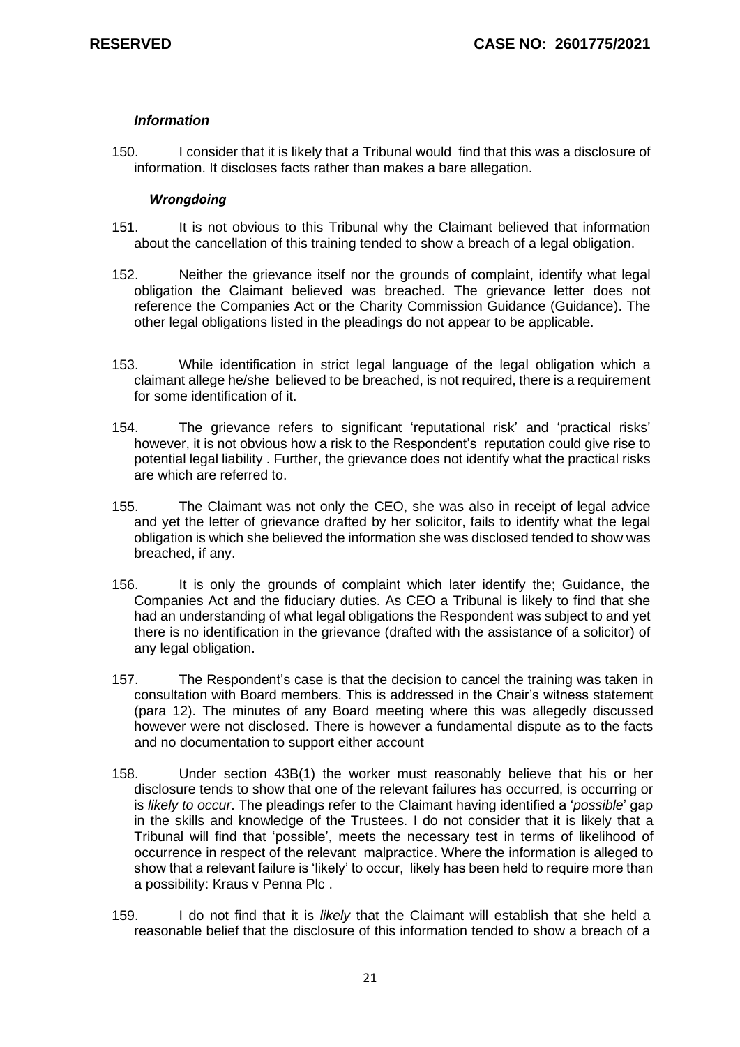### *Information*

150. I consider that it is likely that a Tribunal would find that this was a disclosure of information. It discloses facts rather than makes a bare allegation.

### *Wrongdoing*

151. It is not obvious to this Tribunal why the Claimant believed that information about the cancellation of this training tended to show a breach of a legal obligation.

152. Neither the grievance itself nor the grounds of complaint, identify what legal obligation the Claimant believed was breached. The grievance letter does not reference the Companies Act or the Charity Commission Guidance (Guidance). The other legal obligations listed in the pleadings do not appear to be applicable.

153. While identification in strict legal language of the legal obligation which a claimant allege he/she believed to be breached, is not required, there is a requirement for some identification of it.

154. The grievance refers to significant 'reputational risk' and 'practical risks' however, it is not obvious how a risk to the Respondent's reputation could give rise to potential legal liability . Further, the grievance does not identify what the practical risks are which are referred to.

155. The Claimant was not only the CEO, she was also in receipt of legal advice and yet the letter of grievance drafted by her solicitor, fails to identify what the legal obligation is which she believed the information she was disclosed tended to show was breached, if any.

156. It is only the grounds of complaint which later identify the; Guidance, the Companies Act and the fiduciary duties. As CEO a Tribunal is likely to find that she had an understanding of what legal obligations the Respondent was subject to and yet there is no identification in the grievance (drafted with the assistance of a solicitor) of any legal obligation.

157. The Respondent's case is that the decision to cancel the training was taken in consultation with Board members. This is addressed in the Chair's witness statement (para 12). The minutes of any Board meeting where this was allegedly discussed however were not disclosed. There is however a fundamental dispute as to the facts and no documentation to support either account

158. Under section 43B(1) the worker must reasonably believe that his or her disclosure tends to show that one of the relevant failures has occurred, is occurring or is *likely to occur*. The pleadings refer to the Claimant having identified a '*possible*' gap in the skills and knowledge of the Trustees. I do not consider that it is likely that a Tribunal will find that 'possible', meets the necessary test in terms of likelihood of occurrence in respect of the relevant malpractice. Where the information is alleged to show that a relevant failure is 'likely' to occur, likely has been held to require more than a possibility: Kraus v Penna Plc .

159. I do not find that it is *likely* that the Claimant will establish that she held a reasonable belief that the disclosure of this information tended to show a breach of a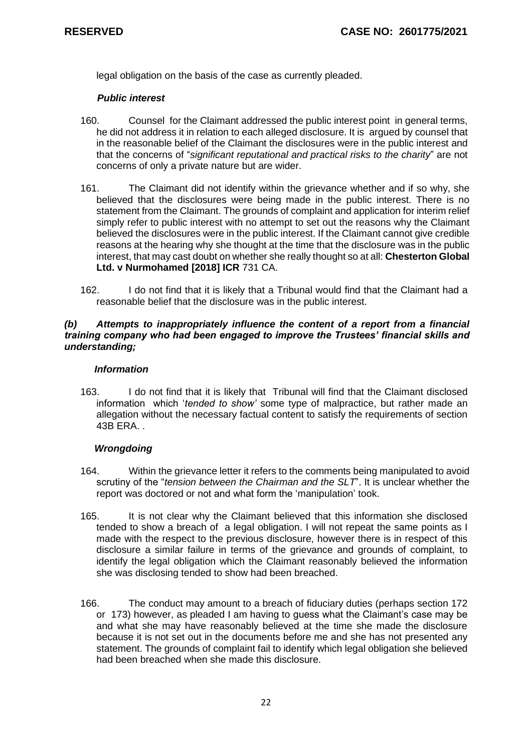legal obligation on the basis of the case as currently pleaded.

***Public interest***

160. Counsel for the Claimant addressed the public interest point in general terms, he did not address it in relation to each alleged disclosure. It is argued by counsel that in the reasonable belief of the Claimant the disclosures were in the public interest and that the concerns of "*significant reputational and practical risks to the charity*" are not concerns of only a private nature but are wider.

161. The Claimant did not identify within the grievance whether and if so why, she believed that the disclosures were being made in the public interest. There is no statement from the Claimant. The grounds of complaint and application for interim relief simply refer to public interest with no attempt to set out the reasons why the Claimant believed the disclosures were in the public interest. If the Claimant cannot give credible reasons at the hearing why she thought at the time that the disclosure was in the public interest, that may cast doubt on whether she really thought so at all: **Chesterton Global Ltd. v Nurmohamed [2018] ICR** 731 CA.

162. I do not find that it is likely that a Tribunal would find that the Claimant had a reasonable belief that the disclosure was in the public interest.

***(b) Attempts to inappropriately influence the content of a report from a financial training company who had been engaged to improve the Trustees' financial skills and understanding;***

***Information***

163. I do not find that it is likely that Tribunal will find that the Claimant disclosed information which '*tended to show'* some type of malpractice, but rather made an allegation without the necessary factual content to satisfy the requirements of section 43B ERA. .

***Wrongdoing***

164. Within the grievance letter it refers to the comments being manipulated to avoid scrutiny of the "*tension between the Chairman and the SLT*". It is unclear whether the report was doctored or not and what form the 'manipulation' took.

165. It is not clear why the Claimant believed that this information she disclosed tended to show a breach of a legal obligation. I will not repeat the same points as I made with the respect to the previous disclosure, however there is in respect of this disclosure a similar failure in terms of the grievance and grounds of complaint, to identify the legal obligation which the Claimant reasonably believed the information she was disclosing tended to show had been breached.

166. The conduct may amount to a breach of fiduciary duties (perhaps section 172 or 173) however, as pleaded I am having to guess what the Claimant's case may be and what she may have reasonably believed at the time she made the disclosure because it is not set out in the documents before me and she has not presented any statement. The grounds of complaint fail to identify which legal obligation she believed had been breached when she made this disclosure.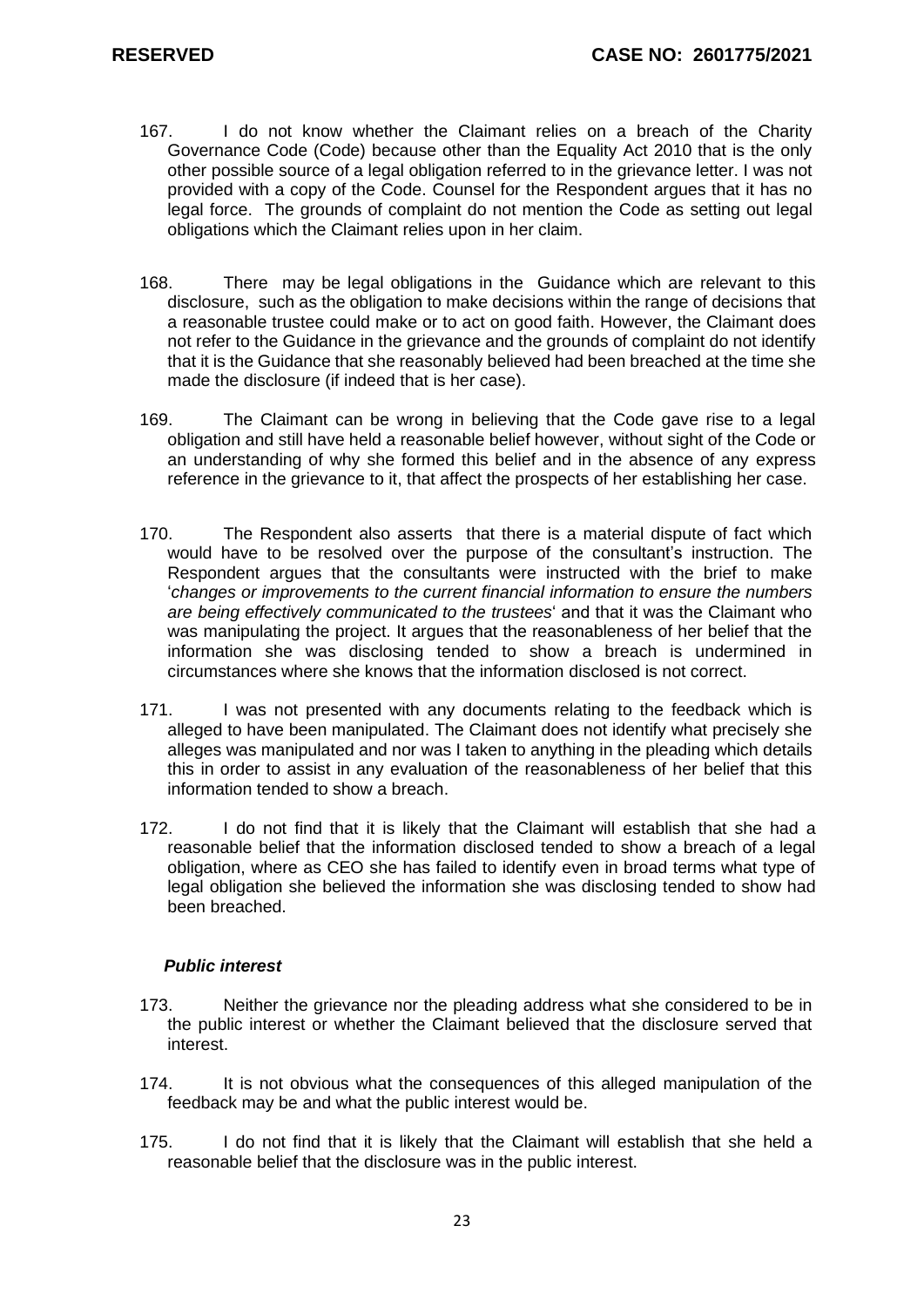167. I do not know whether the Claimant relies on a breach of the Charity Governance Code (Code) because other than the Equality Act 2010 that is the only other possible source of a legal obligation referred to in the grievance letter. I was not provided with a copy of the Code. Counsel for the Respondent argues that it has no legal force. The grounds of complaint do not mention the Code as setting out legal obligations which the Claimant relies upon in her claim.

168. There may be legal obligations in the Guidance which are relevant to this disclosure, such as the obligation to make decisions within the range of decisions that a reasonable trustee could make or to act on good faith. However, the Claimant does not refer to the Guidance in the grievance and the grounds of complaint do not identify that it is the Guidance that she reasonably believed had been breached at the time she made the disclosure (if indeed that is her case).

169. The Claimant can be wrong in believing that the Code gave rise to a legal obligation and still have held a reasonable belief however, without sight of the Code or an understanding of why she formed this belief and in the absence of any express reference in the grievance to it, that affect the prospects of her establishing her case.

170. The Respondent also asserts that there is a material dispute of fact which would have to be resolved over the purpose of the consultant's instruction. The Respondent argues that the consultants were instructed with the brief to make '*changes or improvements to the current financial information to ensure the numbers are being effectively communicated to the trustees*' and that it was the Claimant who was manipulating the project. It argues that the reasonableness of her belief that the information she was disclosing tended to show a breach is undermined in circumstances where she knows that the information disclosed is not correct.

171. I was not presented with any documents relating to the feedback which is alleged to have been manipulated. The Claimant does not identify what precisely she alleges was manipulated and nor was I taken to anything in the pleading which details this in order to assist in any evaluation of the reasonableness of her belief that this information tended to show a breach.

172. I do not find that it is likely that the Claimant will establish that she had a reasonable belief that the information disclosed tended to show a breach of a legal obligation, where as CEO she has failed to identify even in broad terms what type of legal obligation she believed the information she was disclosing tended to show had been breached.

***Public interest***

173. Neither the grievance nor the pleading address what she considered to be in the public interest or whether the Claimant believed that the disclosure served that interest.

174. It is not obvious what the consequences of this alleged manipulation of the feedback may be and what the public interest would be.

175. I do not find that it is likely that the Claimant will establish that she held a reasonable belief that the disclosure was in the public interest.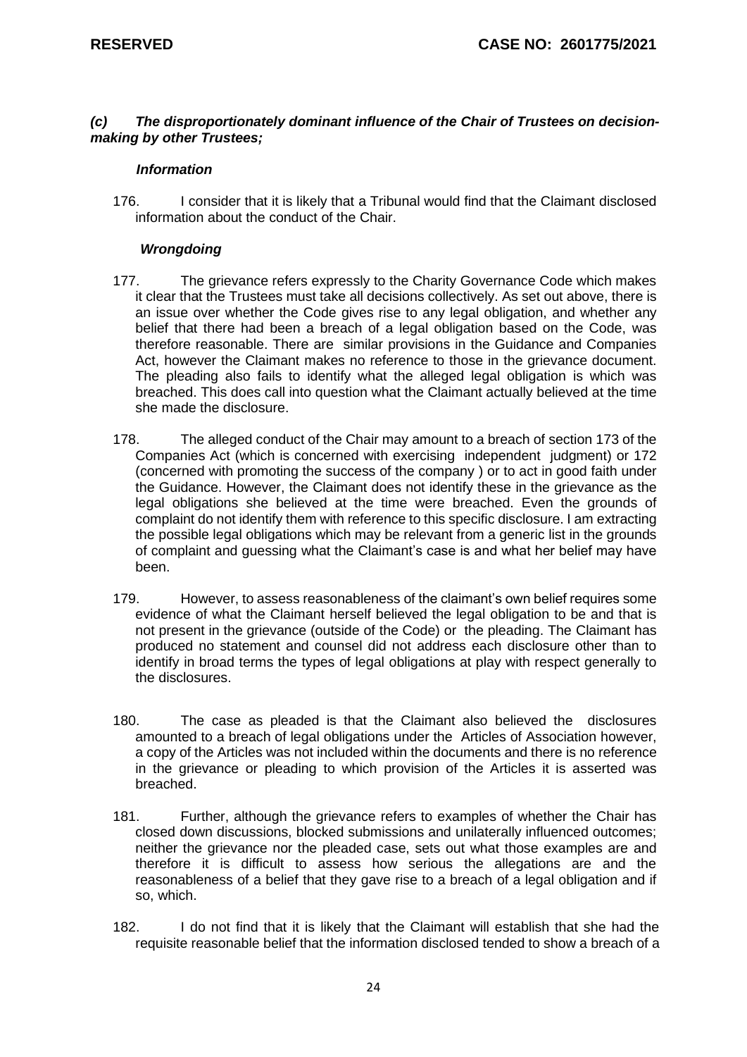### *(c) The disproportionately dominant influence of the Chair of Trustees on decision-making by other Trustees;*

#### *Information*

176. I consider that it is likely that a Tribunal would find that the Claimant disclosed information about the conduct of the Chair.

#### *Wrongdoing*

177. The grievance refers expressly to the Charity Governance Code which makes it clear that the Trustees must take all decisions collectively. As set out above, there is an issue over whether the Code gives rise to any legal obligation, and whether any belief that there had been a breach of a legal obligation based on the Code, was therefore reasonable. There are similar provisions in the Guidance and Companies Act, however the Claimant makes no reference to those in the grievance document. The pleading also fails to identify what the alleged legal obligation is which was breached. This does call into question what the Claimant actually believed at the time she made the disclosure.

178. The alleged conduct of the Chair may amount to a breach of section 173 of the Companies Act (which is concerned with exercising independent judgment) or 172 (concerned with promoting the success of the company ) or to act in good faith under the Guidance. However, the Claimant does not identify these in the grievance as the legal obligations she believed at the time were breached. Even the grounds of complaint do not identify them with reference to this specific disclosure. I am extracting the possible legal obligations which may be relevant from a generic list in the grounds of complaint and guessing what the Claimant's case is and what her belief may have been.

179. However, to assess reasonableness of the claimant's own belief requires some evidence of what the Claimant herself believed the legal obligation to be and that is not present in the grievance (outside of the Code) or the pleading. The Claimant has produced no statement and counsel did not address each disclosure other than to identify in broad terms the types of legal obligations at play with respect generally to the disclosures.

180. The case as pleaded is that the Claimant also believed the disclosures amounted to a breach of legal obligations under the Articles of Association however, a copy of the Articles was not included within the documents and there is no reference in the grievance or pleading to which provision of the Articles it is asserted was breached.

181. Further, although the grievance refers to examples of whether the Chair has closed down discussions, blocked submissions and unilaterally influenced outcomes; neither the grievance nor the pleaded case, sets out what those examples are and therefore it is difficult to assess how serious the allegations are and the reasonableness of a belief that they gave rise to a breach of a legal obligation and if so, which.

182. I do not find that it is likely that the Claimant will establish that she had the requisite reasonable belief that the information disclosed tended to show a breach of a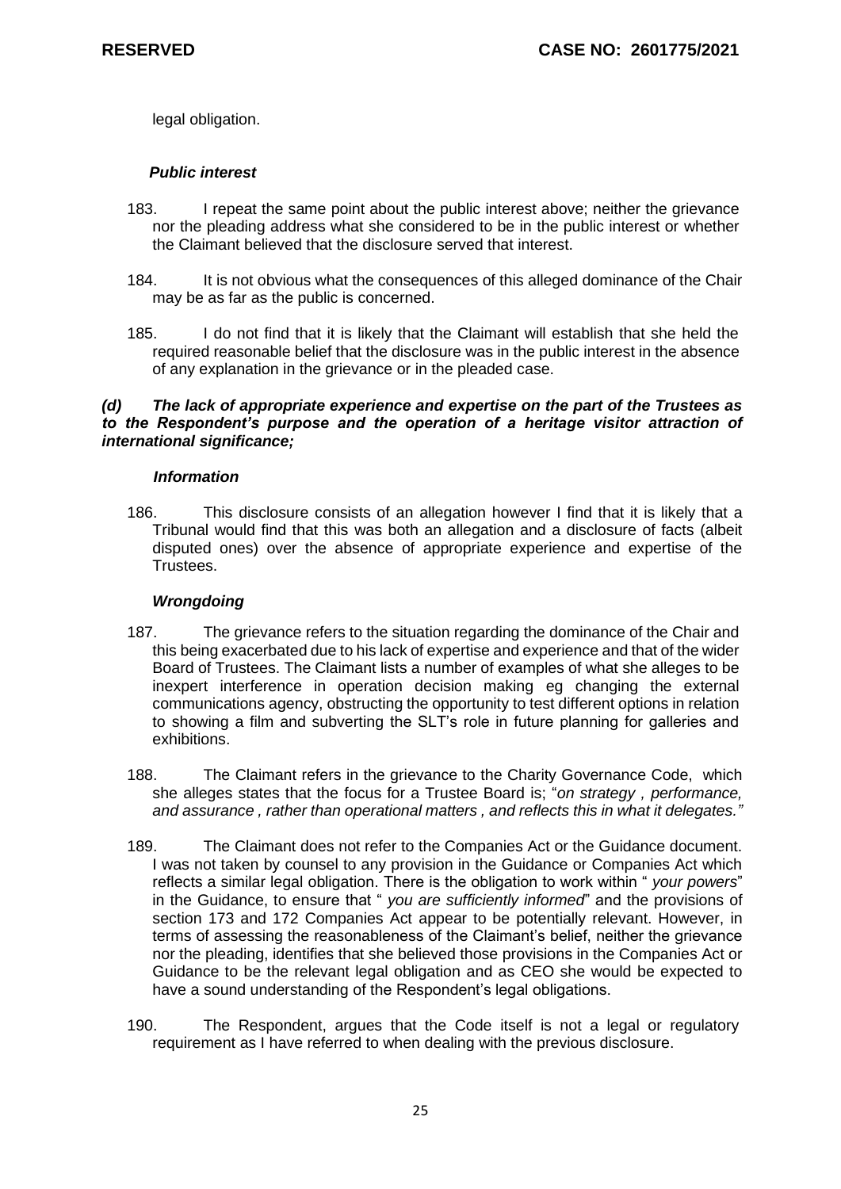legal obligation.

***Public interest***

183. I repeat the same point about the public interest above; neither the grievance nor the pleading address what she considered to be in the public interest or whether the Claimant believed that the disclosure served that interest.

184. It is not obvious what the consequences of this alleged dominance of the Chair may be as far as the public is concerned.

185. I do not find that it is likely that the Claimant will establish that she held the required reasonable belief that the disclosure was in the public interest in the absence of any explanation in the grievance or in the pleaded case.

***(d) The lack of appropriate experience and expertise on the part of the Trustees as to the Respondent's purpose and the operation of a heritage visitor attraction of international significance;***

***Information***

186. This disclosure consists of an allegation however I find that it is likely that a Tribunal would find that this was both an allegation and a disclosure of facts (albeit disputed ones) over the absence of appropriate experience and expertise of the Trustees.

***Wrongdoing***

187. The grievance refers to the situation regarding the dominance of the Chair and this being exacerbated due to his lack of expertise and experience and that of the wider Board of Trustees. The Claimant lists a number of examples of what she alleges to be inexpert interference in operation decision making eg changing the external communications agency, obstructing the opportunity to test different options in relation to showing a film and subverting the SLT's role in future planning for galleries and exhibitions.

188. The Claimant refers in the grievance to the Charity Governance Code, which she alleges states that the focus for a Trustee Board is; "*on strategy , performance, and assurance , rather than operational matters , and reflects this in what it delegates."*

189. The Claimant does not refer to the Companies Act or the Guidance document. I was not taken by counsel to any provision in the Guidance or Companies Act which reflects a similar legal obligation. There is the obligation to work within " *your powers*" in the Guidance, to ensure that " *you are sufficiently informed*" and the provisions of section 173 and 172 Companies Act appear to be potentially relevant. However, in terms of assessing the reasonableness of the Claimant's belief, neither the grievance nor the pleading, identifies that she believed those provisions in the Companies Act or Guidance to be the relevant legal obligation and as CEO she would be expected to have a sound understanding of the Respondent's legal obligations.

190. The Respondent, argues that the Code itself is not a legal or regulatory requirement as I have referred to when dealing with the previous disclosure.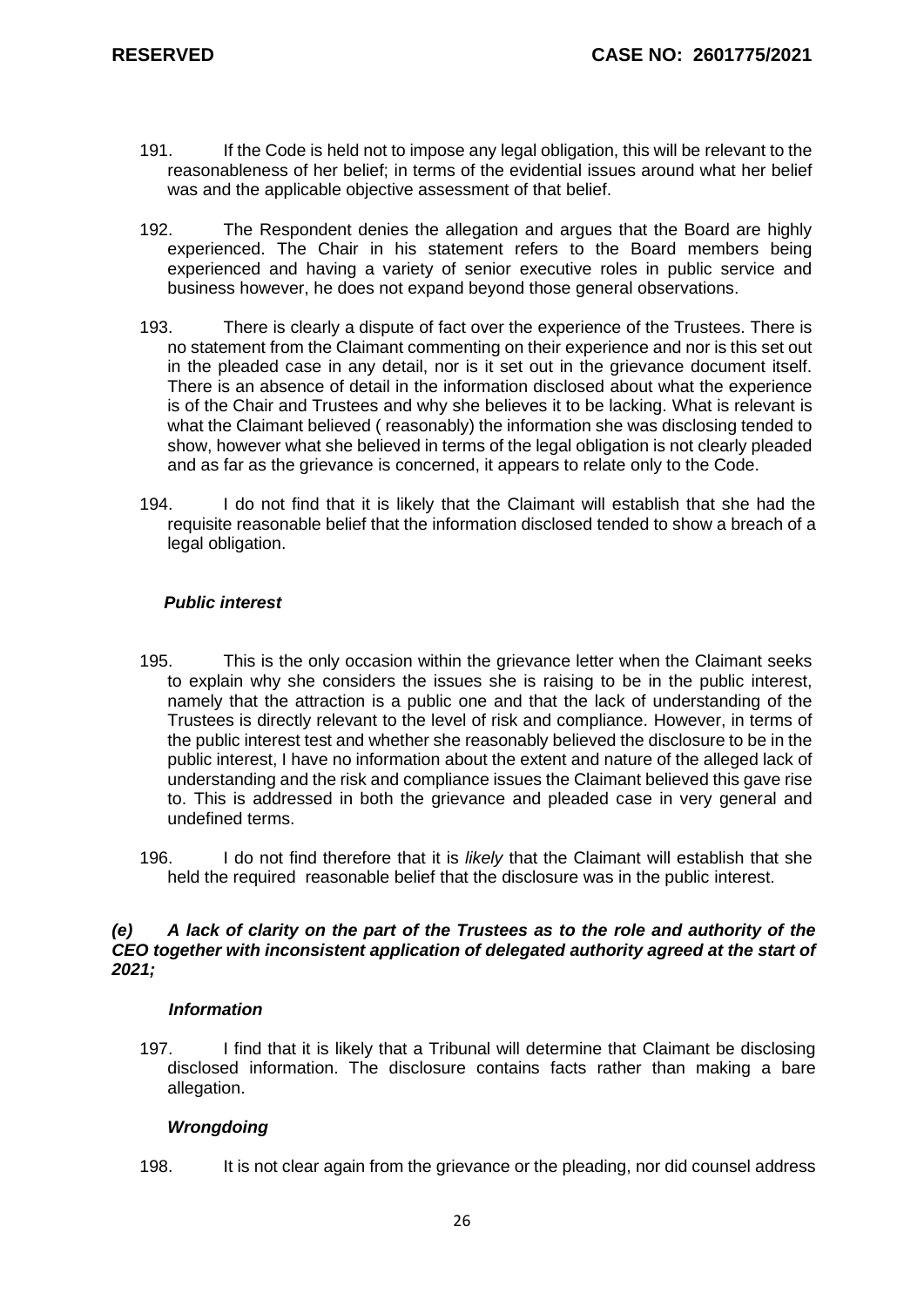191. If the Code is held not to impose any legal obligation, this will be relevant to the reasonableness of her belief; in terms of the evidential issues around what her belief was and the applicable objective assessment of that belief.

192. The Respondent denies the allegation and argues that the Board are highly experienced. The Chair in his statement refers to the Board members being experienced and having a variety of senior executive roles in public service and business however, he does not expand beyond those general observations.

193. There is clearly a dispute of fact over the experience of the Trustees. There is no statement from the Claimant commenting on their experience and nor is this set out in the pleaded case in any detail, nor is it set out in the grievance document itself. There is an absence of detail in the information disclosed about what the experience is of the Chair and Trustees and why she believes it to be lacking. What is relevant is what the Claimant believed ( reasonably) the information she was disclosing tended to show, however what she believed in terms of the legal obligation is not clearly pleaded and as far as the grievance is concerned, it appears to relate only to the Code.

194. I do not find that it is likely that the Claimant will establish that she had the requisite reasonable belief that the information disclosed tended to show a breach of a legal obligation.

***Public interest***

195. This is the only occasion within the grievance letter when the Claimant seeks to explain why she considers the issues she is raising to be in the public interest, namely that the attraction is a public one and that the lack of understanding of the Trustees is directly relevant to the level of risk and compliance. However, in terms of the public interest test and whether she reasonably believed the disclosure to be in the public interest, I have no information about the extent and nature of the alleged lack of understanding and the risk and compliance issues the Claimant believed this gave rise to. This is addressed in both the grievance and pleaded case in very general and undefined terms.

196. I do not find therefore that it is *likely* that the Claimant will establish that she held the required reasonable belief that the disclosure was in the public interest.

***(e) A lack of clarity on the part of the Trustees as to the role and authority of the CEO together with inconsistent application of delegated authority agreed at the start of 2021;***

***Information***

197. I find that it is likely that a Tribunal will determine that Claimant be disclosing disclosed information. The disclosure contains facts rather than making a bare allegation.

***Wrongdoing***

198. It is not clear again from the grievance or the pleading, nor did counsel address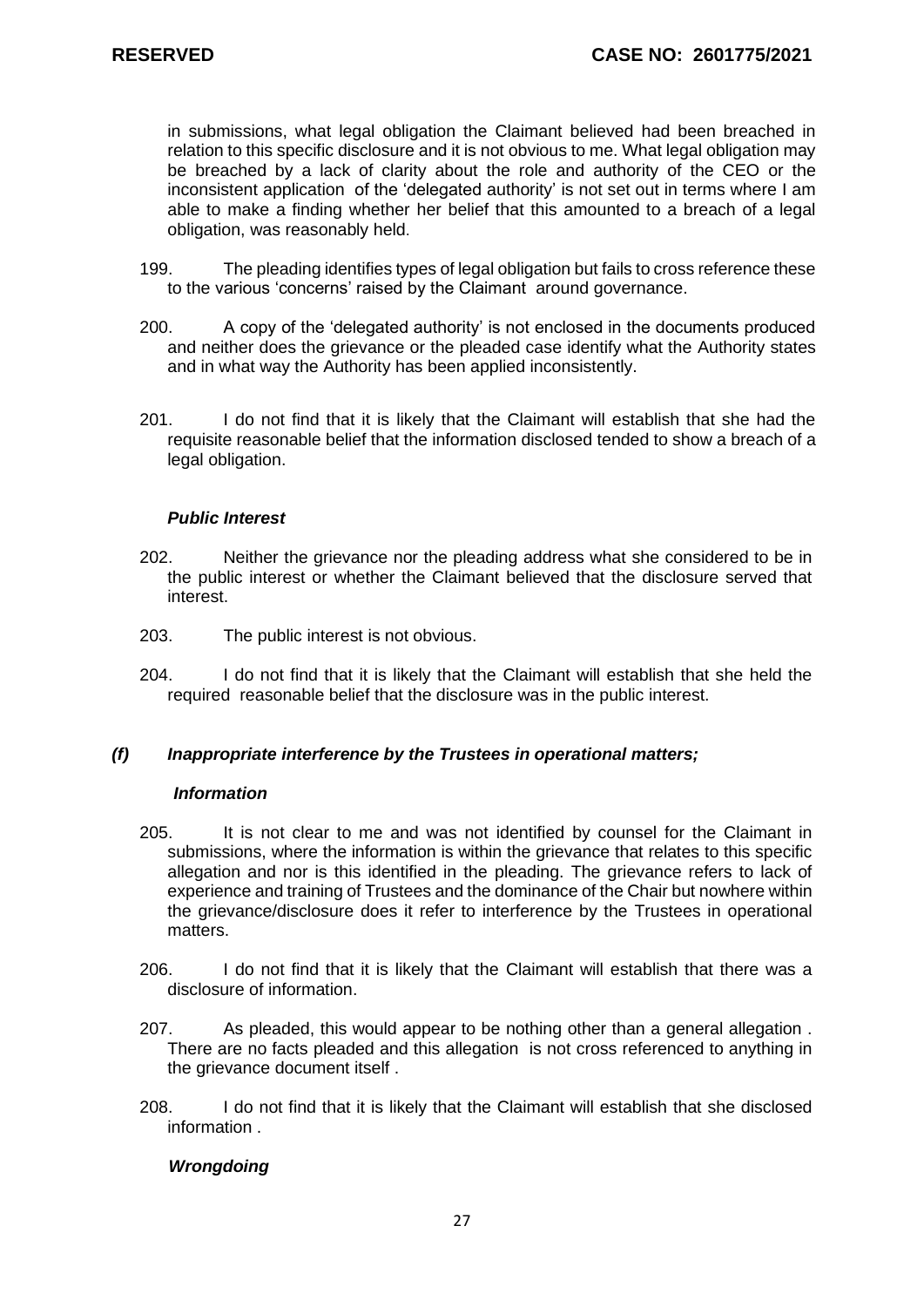in submissions, what legal obligation the Claimant believed had been breached in relation to this specific disclosure and it is not obvious to me. What legal obligation may be breached by a lack of clarity about the role and authority of the CEO or the inconsistent application of the 'delegated authority' is not set out in terms where I am able to make a finding whether her belief that this amounted to a breach of a legal obligation, was reasonably held.

199. The pleading identifies types of legal obligation but fails to cross reference these to the various 'concerns' raised by the Claimant around governance.

200. A copy of the 'delegated authority' is not enclosed in the documents produced and neither does the grievance or the pleaded case identify what the Authority states and in what way the Authority has been applied inconsistently.

201. I do not find that it is likely that the Claimant will establish that she had the requisite reasonable belief that the information disclosed tended to show a breach of a legal obligation.

***Public Interest***

202. Neither the grievance nor the pleading address what she considered to be in the public interest or whether the Claimant believed that the disclosure served that interest.

203. The public interest is not obvious.

204. I do not find that it is likely that the Claimant will establish that she held the required reasonable belief that the disclosure was in the public interest.

### *(f) Inappropriate interference by the Trustees in operational matters;*

***Information***

205. It is not clear to me and was not identified by counsel for the Claimant in submissions, where the information is within the grievance that relates to this specific allegation and nor is this identified in the pleading. The grievance refers to lack of experience and training of Trustees and the dominance of the Chair but nowhere within the grievance/disclosure does it refer to interference by the Trustees in operational matters.

206. I do not find that it is likely that the Claimant will establish that there was a disclosure of information.

207. As pleaded, this would appear to be nothing other than a general allegation . There are no facts pleaded and this allegation is not cross referenced to anything in the grievance document itself .

208. I do not find that it is likely that the Claimant will establish that she disclosed information .

***Wrongdoing***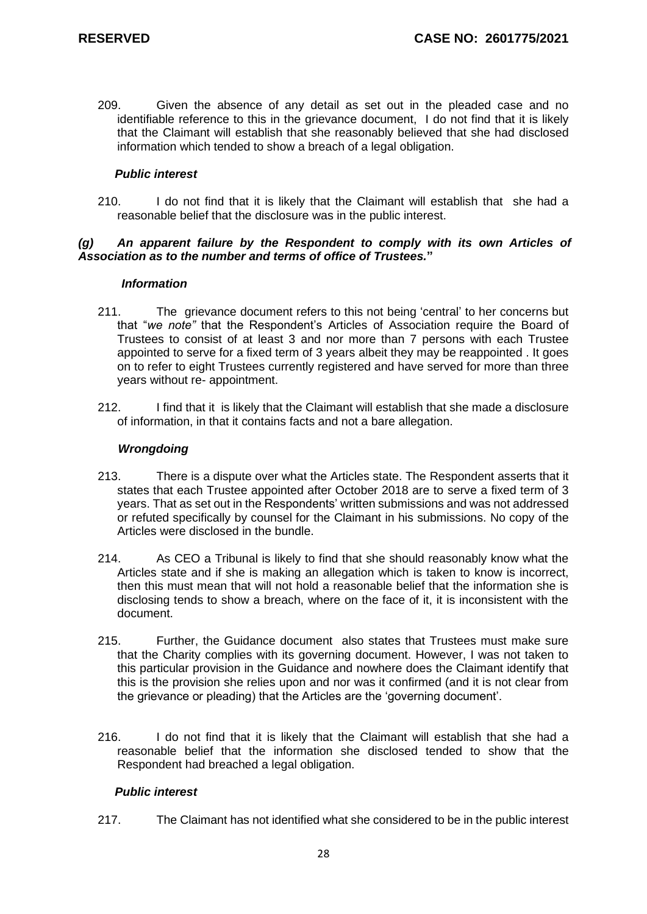209. Given the absence of any detail as set out in the pleaded case and no identifiable reference to this in the grievance document, I do not find that it is likely that the Claimant will establish that she reasonably believed that she had disclosed information which tended to show a breach of a legal obligation.

***Public interest***

210. I do not find that it is likely that the Claimant will establish that she had a reasonable belief that the disclosure was in the public interest.

***(g) An apparent failure by the Respondent to comply with its own Articles of Association as to the number and terms of office of Trustees."***

***Information***

211. The grievance document refers to this not being 'central' to her concerns but that "*we note"* that the Respondent's Articles of Association require the Board of Trustees to consist of at least 3 and nor more than 7 persons with each Trustee appointed to serve for a fixed term of 3 years albeit they may be reappointed . It goes on to refer to eight Trustees currently registered and have served for more than three years without re- appointment.

212. I find that it is likely that the Claimant will establish that she made a disclosure of information, in that it contains facts and not a bare allegation.

***Wrongdoing***

213. There is a dispute over what the Articles state. The Respondent asserts that it states that each Trustee appointed after October 2018 are to serve a fixed term of 3 years. That as set out in the Respondents' written submissions and was not addressed or refuted specifically by counsel for the Claimant in his submissions. No copy of the Articles were disclosed in the bundle.

214. As CEO a Tribunal is likely to find that she should reasonably know what the Articles state and if she is making an allegation which is taken to know is incorrect, then this must mean that will not hold a reasonable belief that the information she is disclosing tends to show a breach, where on the face of it, it is inconsistent with the document.

215. Further, the Guidance document also states that Trustees must make sure that the Charity complies with its governing document. However, I was not taken to this particular provision in the Guidance and nowhere does the Claimant identify that this is the provision she relies upon and nor was it confirmed (and it is not clear from the grievance or pleading) that the Articles are the 'governing document'.

216. I do not find that it is likely that the Claimant will establish that she had a reasonable belief that the information she disclosed tended to show that the Respondent had breached a legal obligation.

***Public interest***

217. The Claimant has not identified what she considered to be in the public interest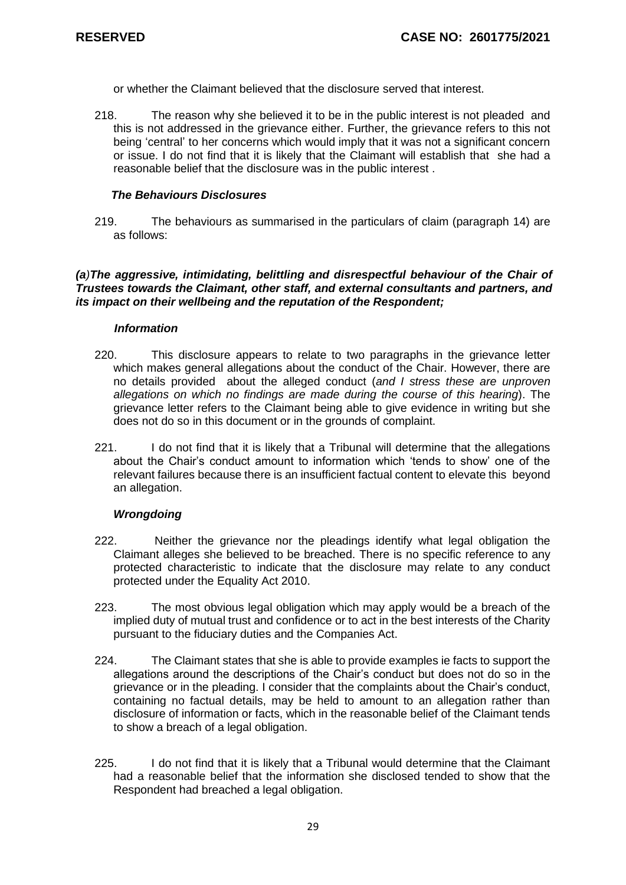or whether the Claimant believed that the disclosure served that interest.

218. The reason why she believed it to be in the public interest is not pleaded and this is not addressed in the grievance either. Further, the grievance refers to this not being 'central' to her concerns which would imply that it was not a significant concern or issue. I do not find that it is likely that the Claimant will establish that she had a reasonable belief that the disclosure was in the public interest .

### *The Behaviours Disclosures*

219. The behaviours as summarised in the particulars of claim (paragraph 14) are as follows:

***(a)The aggressive, intimidating, belittling and disrespectful behaviour of the Chair of Trustees towards the Claimant, other staff, and external consultants and partners, and its impact on their wellbeing and the reputation of the Respondent;***

#### *Information*

220. This disclosure appears to relate to two paragraphs in the grievance letter which makes general allegations about the conduct of the Chair. However, there are no details provided about the alleged conduct (*and I stress these are unproven allegations on which no findings are made during the course of this hearing*). The grievance letter refers to the Claimant being able to give evidence in writing but she does not do so in this document or in the grounds of complaint.

221. I do not find that it is likely that a Tribunal will determine that the allegations about the Chair's conduct amount to information which 'tends to show' one of the relevant failures because there is an insufficient factual content to elevate this beyond an allegation.

#### *Wrongdoing*

222. Neither the grievance nor the pleadings identify what legal obligation the Claimant alleges she believed to be breached. There is no specific reference to any protected characteristic to indicate that the disclosure may relate to any conduct protected under the Equality Act 2010.

223. The most obvious legal obligation which may apply would be a breach of the implied duty of mutual trust and confidence or to act in the best interests of the Charity pursuant to the fiduciary duties and the Companies Act.

224. The Claimant states that she is able to provide examples ie facts to support the allegations around the descriptions of the Chair's conduct but does not do so in the grievance or in the pleading. I consider that the complaints about the Chair's conduct, containing no factual details, may be held to amount to an allegation rather than disclosure of information or facts, which in the reasonable belief of the Claimant tends to show a breach of a legal obligation.

225. I do not find that it is likely that a Tribunal would determine that the Claimant had a reasonable belief that the information she disclosed tended to show that the Respondent had breached a legal obligation.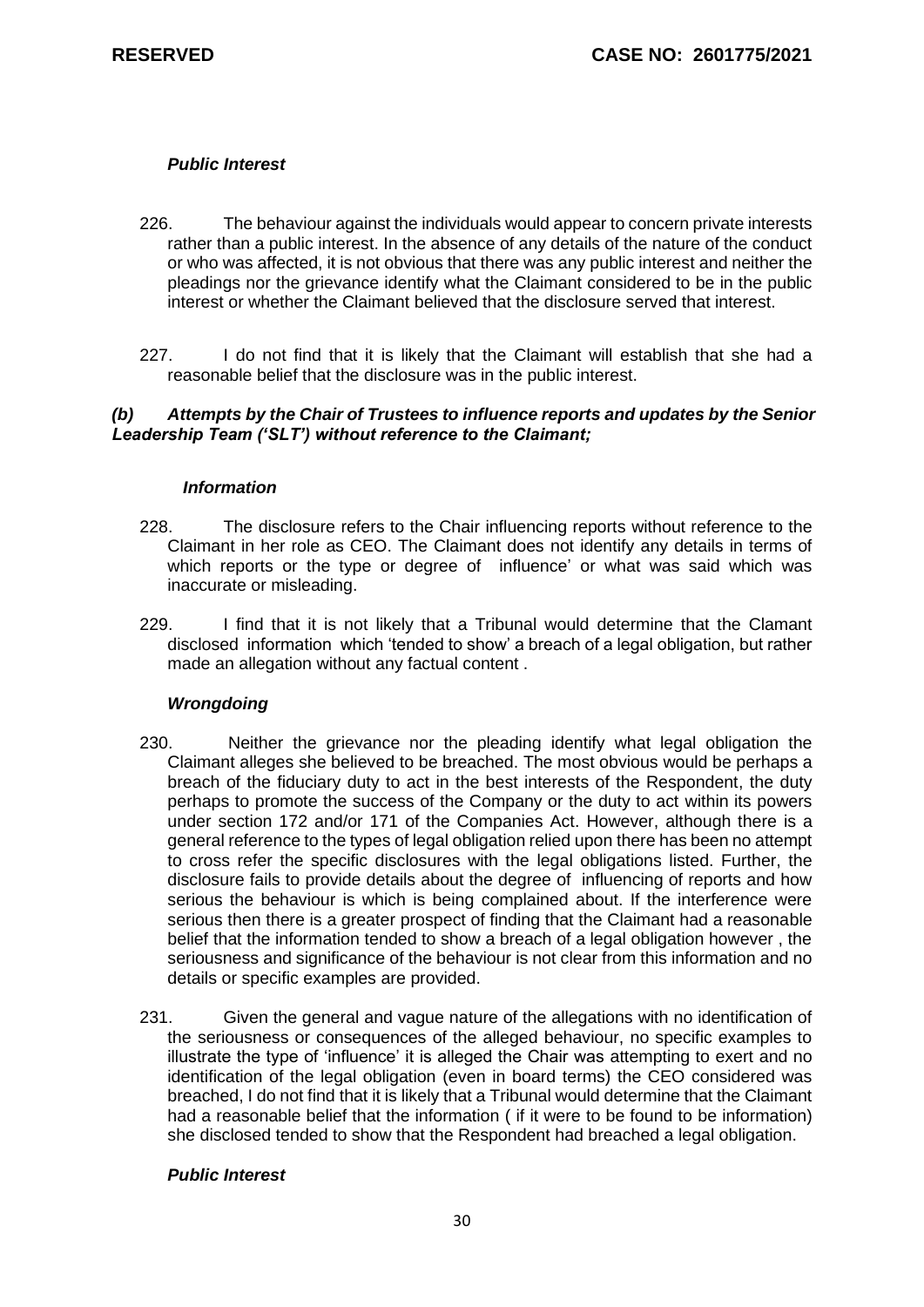### *Public Interest*

226. The behaviour against the individuals would appear to concern private interests rather than a public interest. In the absence of any details of the nature of the conduct or who was affected, it is not obvious that there was any public interest and neither the pleadings nor the grievance identify what the Claimant considered to be in the public interest or whether the Claimant believed that the disclosure served that interest.

227. I do not find that it is likely that the Claimant will establish that she had a reasonable belief that the disclosure was in the public interest.

## *(b) Attempts by the Chair of Trustees to influence reports and updates by the Senior Leadership Team ('SLT') without reference to the Claimant;*

### *Information*

228. The disclosure refers to the Chair influencing reports without reference to the Claimant in her role as CEO. The Claimant does not identify any details in terms of which reports or the type or degree of influence' or what was said which was inaccurate or misleading.

229. I find that it is not likely that a Tribunal would determine that the Clamant disclosed information which 'tended to show' a breach of a legal obligation, but rather made an allegation without any factual content .

### *Wrongdoing*

230. Neither the grievance nor the pleading identify what legal obligation the Claimant alleges she believed to be breached. The most obvious would be perhaps a breach of the fiduciary duty to act in the best interests of the Respondent, the duty perhaps to promote the success of the Company or the duty to act within its powers under section 172 and/or 171 of the Companies Act. However, although there is a general reference to the types of legal obligation relied upon there has been no attempt to cross refer the specific disclosures with the legal obligations listed. Further, the disclosure fails to provide details about the degree of influencing of reports and how serious the behaviour is which is being complained about. If the interference were serious then there is a greater prospect of finding that the Claimant had a reasonable belief that the information tended to show a breach of a legal obligation however , the seriousness and significance of the behaviour is not clear from this information and no details or specific examples are provided.

231. Given the general and vague nature of the allegations with no identification of the seriousness or consequences of the alleged behaviour, no specific examples to illustrate the type of 'influence' it is alleged the Chair was attempting to exert and no identification of the legal obligation (even in board terms) the CEO considered was breached, I do not find that it is likely that a Tribunal would determine that the Claimant had a reasonable belief that the information ( if it were to be found to be information) she disclosed tended to show that the Respondent had breached a legal obligation.

### *Public Interest*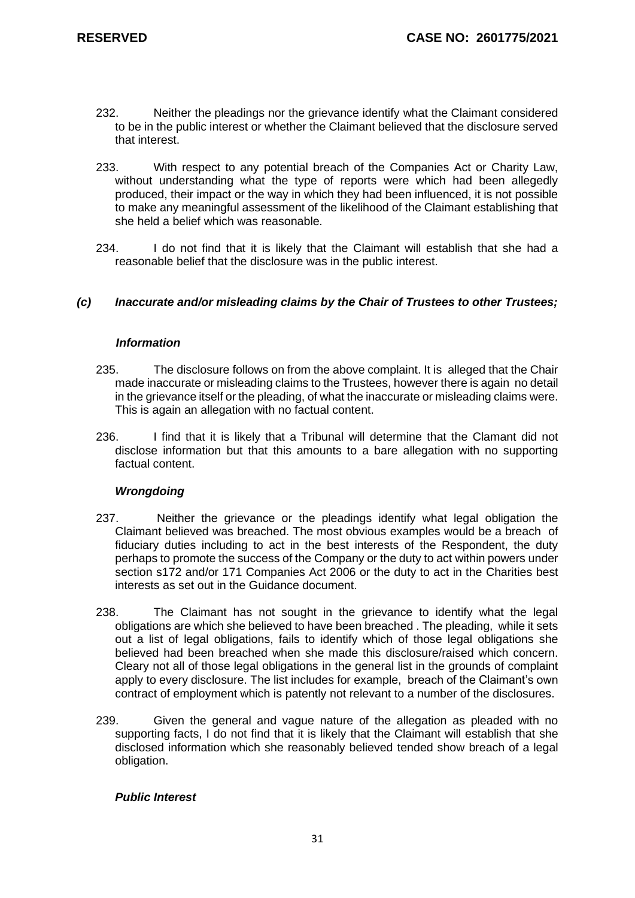232. Neither the pleadings nor the grievance identify what the Claimant considered to be in the public interest or whether the Claimant believed that the disclosure served that interest.

233. With respect to any potential breach of the Companies Act or Charity Law, without understanding what the type of reports were which had been allegedly produced, their impact or the way in which they had been influenced, it is not possible to make any meaningful assessment of the likelihood of the Claimant establishing that she held a belief which was reasonable.

234. I do not find that it is likely that the Claimant will establish that she had a reasonable belief that the disclosure was in the public interest.

### *(c) Inaccurate and/or misleading claims by the Chair of Trustees to other Trustees;*

#### *Information*

235. The disclosure follows on from the above complaint. It is alleged that the Chair made inaccurate or misleading claims to the Trustees, however there is again no detail in the grievance itself or the pleading, of what the inaccurate or misleading claims were. This is again an allegation with no factual content.

236. I find that it is likely that a Tribunal will determine that the Clamant did not disclose information but that this amounts to a bare allegation with no supporting factual content.

#### *Wrongdoing*

237. Neither the grievance or the pleadings identify what legal obligation the Claimant believed was breached. The most obvious examples would be a breach of fiduciary duties including to act in the best interests of the Respondent, the duty perhaps to promote the success of the Company or the duty to act within powers under section s172 and/or 171 Companies Act 2006 or the duty to act in the Charities best interests as set out in the Guidance document.

238. The Claimant has not sought in the grievance to identify what the legal obligations are which she believed to have been breached . The pleading, while it sets out a list of legal obligations, fails to identify which of those legal obligations she believed had been breached when she made this disclosure/raised which concern. Cleary not all of those legal obligations in the general list in the grounds of complaint apply to every disclosure. The list includes for example, breach of the Claimant's own contract of employment which is patently not relevant to a number of the disclosures.

239. Given the general and vague nature of the allegation as pleaded with no supporting facts, I do not find that it is likely that the Claimant will establish that she disclosed information which she reasonably believed tended show breach of a legal obligation.

#### *Public Interest*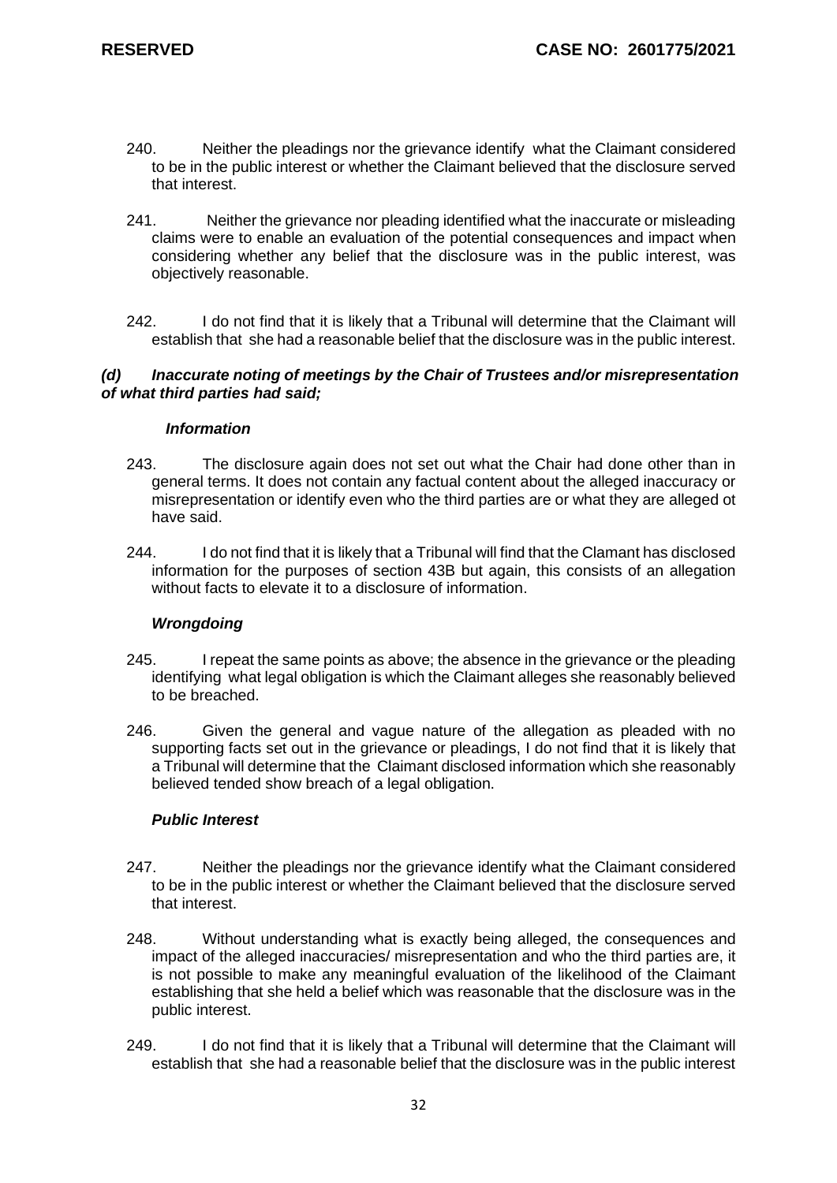240. Neither the pleadings nor the grievance identify what the Claimant considered to be in the public interest or whether the Claimant believed that the disclosure served that interest.

241. Neither the grievance nor pleading identified what the inaccurate or misleading claims were to enable an evaluation of the potential consequences and impact when considering whether any belief that the disclosure was in the public interest, was objectively reasonable.

242. I do not find that it is likely that a Tribunal will determine that the Claimant will establish that she had a reasonable belief that the disclosure was in the public interest.

***(d) Inaccurate noting of meetings by the Chair of Trustees and/or misrepresentation of what third parties had said;***

***Information***

243. The disclosure again does not set out what the Chair had done other than in general terms. It does not contain any factual content about the alleged inaccuracy or misrepresentation or identify even who the third parties are or what they are alleged ot have said.

244. I do not find that it is likely that a Tribunal will find that the Clamant has disclosed information for the purposes of section 43B but again, this consists of an allegation without facts to elevate it to a disclosure of information.

***Wrongdoing***

245. I repeat the same points as above; the absence in the grievance or the pleading identifying what legal obligation is which the Claimant alleges she reasonably believed to be breached.

246. Given the general and vague nature of the allegation as pleaded with no supporting facts set out in the grievance or pleadings, I do not find that it is likely that a Tribunal will determine that the Claimant disclosed information which she reasonably believed tended show breach of a legal obligation.

***Public Interest***

247. Neither the pleadings nor the grievance identify what the Claimant considered to be in the public interest or whether the Claimant believed that the disclosure served that interest.

248. Without understanding what is exactly being alleged, the consequences and impact of the alleged inaccuracies/ misrepresentation and who the third parties are, it is not possible to make any meaningful evaluation of the likelihood of the Claimant establishing that she held a belief which was reasonable that the disclosure was in the public interest.

249. I do not find that it is likely that a Tribunal will determine that the Claimant will establish that she had a reasonable belief that the disclosure was in the public interest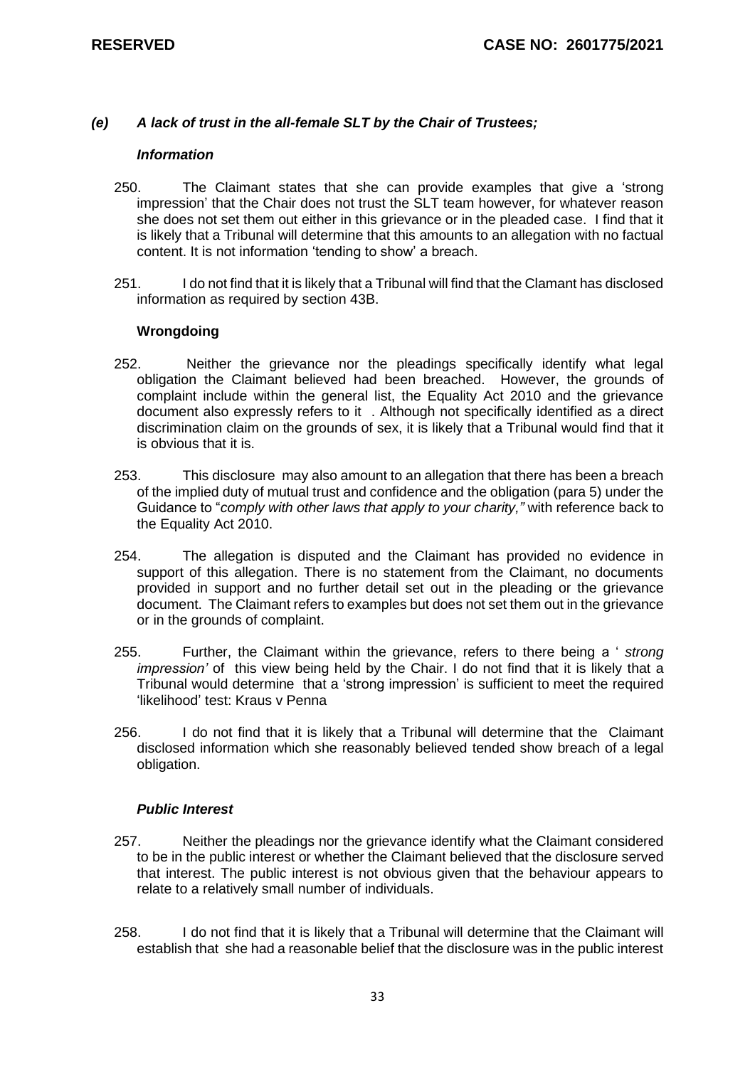### *(e) A lack of trust in the all-female SLT by the Chair of Trustees;*

***Information***

250. The Claimant states that she can provide examples that give a 'strong impression' that the Chair does not trust the SLT team however, for whatever reason she does not set them out either in this grievance or in the pleaded case. I find that it is likely that a Tribunal will determine that this amounts to an allegation with no factual content. It is not information 'tending to show' a breach.

251. I do not find that it is likely that a Tribunal will find that the Clamant has disclosed information as required by section 43B.

**Wrongdoing**

252. Neither the grievance nor the pleadings specifically identify what legal obligation the Claimant believed had been breached. However, the grounds of complaint include within the general list, the Equality Act 2010 and the grievance document also expressly refers to it . Although not specifically identified as a direct discrimination claim on the grounds of sex, it is likely that a Tribunal would find that it is obvious that it is.

253. This disclosure may also amount to an allegation that there has been a breach of the implied duty of mutual trust and confidence and the obligation (para 5) under the Guidance to "*comply with other laws that apply to your charity,"* with reference back to the Equality Act 2010.

254. The allegation is disputed and the Claimant has provided no evidence in support of this allegation. There is no statement from the Claimant, no documents provided in support and no further detail set out in the pleading or the grievance document. The Claimant refers to examples but does not set them out in the grievance or in the grounds of complaint.

255. Further, the Claimant within the grievance, refers to there being a ' *strong impression'* of this view being held by the Chair. I do not find that it is likely that a Tribunal would determine that a 'strong impression' is sufficient to meet the required 'likelihood' test: Kraus v Penna

256. I do not find that it is likely that a Tribunal will determine that the Claimant disclosed information which she reasonably believed tended show breach of a legal obligation.

***Public Interest***

257. Neither the pleadings nor the grievance identify what the Claimant considered to be in the public interest or whether the Claimant believed that the disclosure served that interest. The public interest is not obvious given that the behaviour appears to relate to a relatively small number of individuals.

258. I do not find that it is likely that a Tribunal will determine that the Claimant will establish that she had a reasonable belief that the disclosure was in the public interest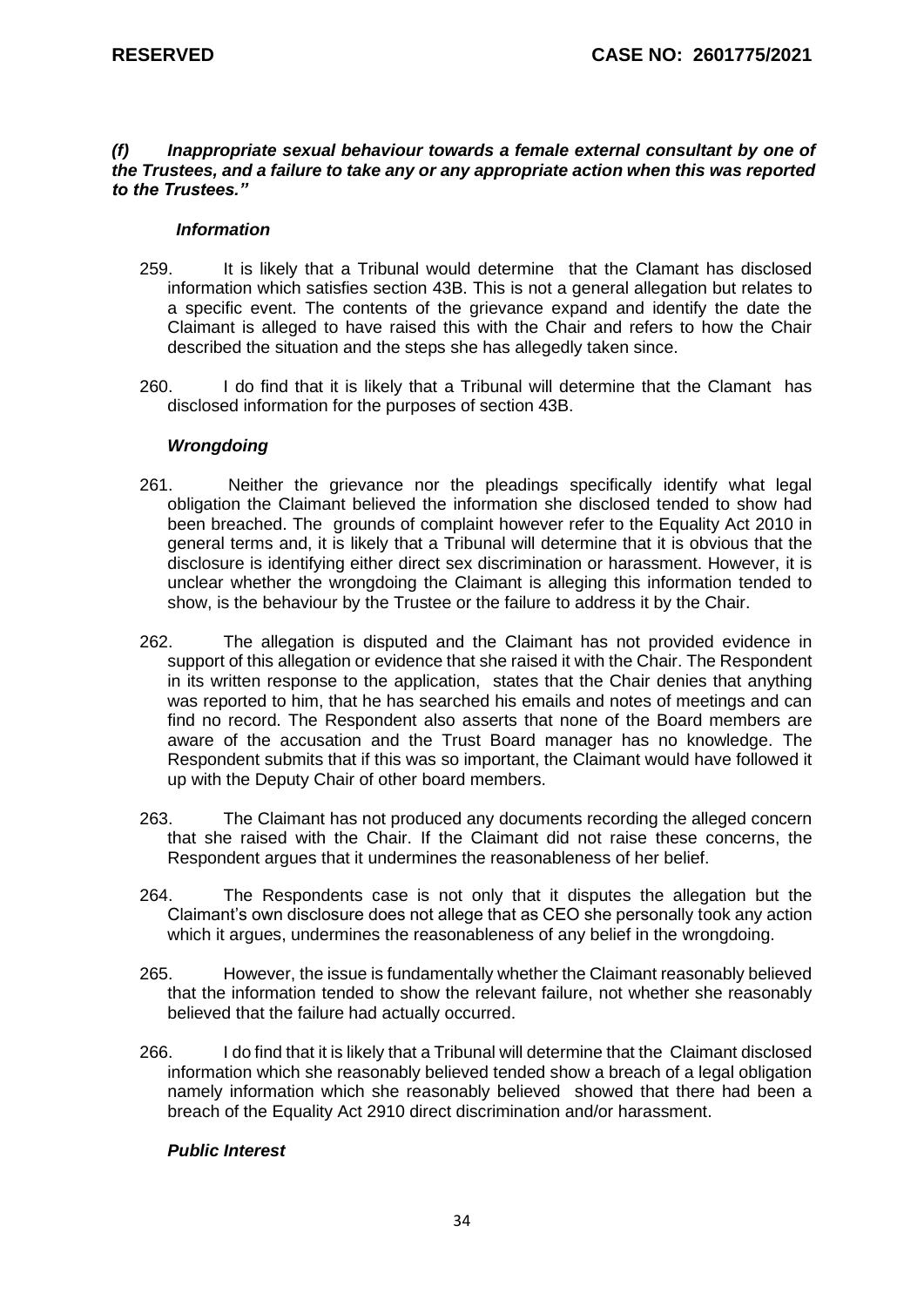***(f) Inappropriate sexual behaviour towards a female external consultant by one of the Trustees, and a failure to take any or any appropriate action when this was reported to the Trustees."***

***Information***

259. It is likely that a Tribunal would determine that the Clamant has disclosed information which satisfies section 43B. This is not a general allegation but relates to a specific event. The contents of the grievance expand and identify the date the Claimant is alleged to have raised this with the Chair and refers to how the Chair described the situation and the steps she has allegedly taken since.

260. I do find that it is likely that a Tribunal will determine that the Clamant has disclosed information for the purposes of section 43B.

***Wrongdoing***

261. Neither the grievance nor the pleadings specifically identify what legal obligation the Claimant believed the information she disclosed tended to show had been breached. The grounds of complaint however refer to the Equality Act 2010 in general terms and, it is likely that a Tribunal will determine that it is obvious that the disclosure is identifying either direct sex discrimination or harassment. However, it is unclear whether the wrongdoing the Claimant is alleging this information tended to show, is the behaviour by the Trustee or the failure to address it by the Chair.

262. The allegation is disputed and the Claimant has not provided evidence in support of this allegation or evidence that she raised it with the Chair. The Respondent in its written response to the application, states that the Chair denies that anything was reported to him, that he has searched his emails and notes of meetings and can find no record. The Respondent also asserts that none of the Board members are aware of the accusation and the Trust Board manager has no knowledge. The Respondent submits that if this was so important, the Claimant would have followed it up with the Deputy Chair of other board members.

263. The Claimant has not produced any documents recording the alleged concern that she raised with the Chair. If the Claimant did not raise these concerns, the Respondent argues that it undermines the reasonableness of her belief.

264. The Respondents case is not only that it disputes the allegation but the Claimant's own disclosure does not allege that as CEO she personally took any action which it argues, undermines the reasonableness of any belief in the wrongdoing.

265. However, the issue is fundamentally whether the Claimant reasonably believed that the information tended to show the relevant failure, not whether she reasonably believed that the failure had actually occurred.

266. I do find that it is likely that a Tribunal will determine that the Claimant disclosed information which she reasonably believed tended show a breach of a legal obligation namely information which she reasonably believed showed that there had been a breach of the Equality Act 2910 direct discrimination and/or harassment.

***Public Interest***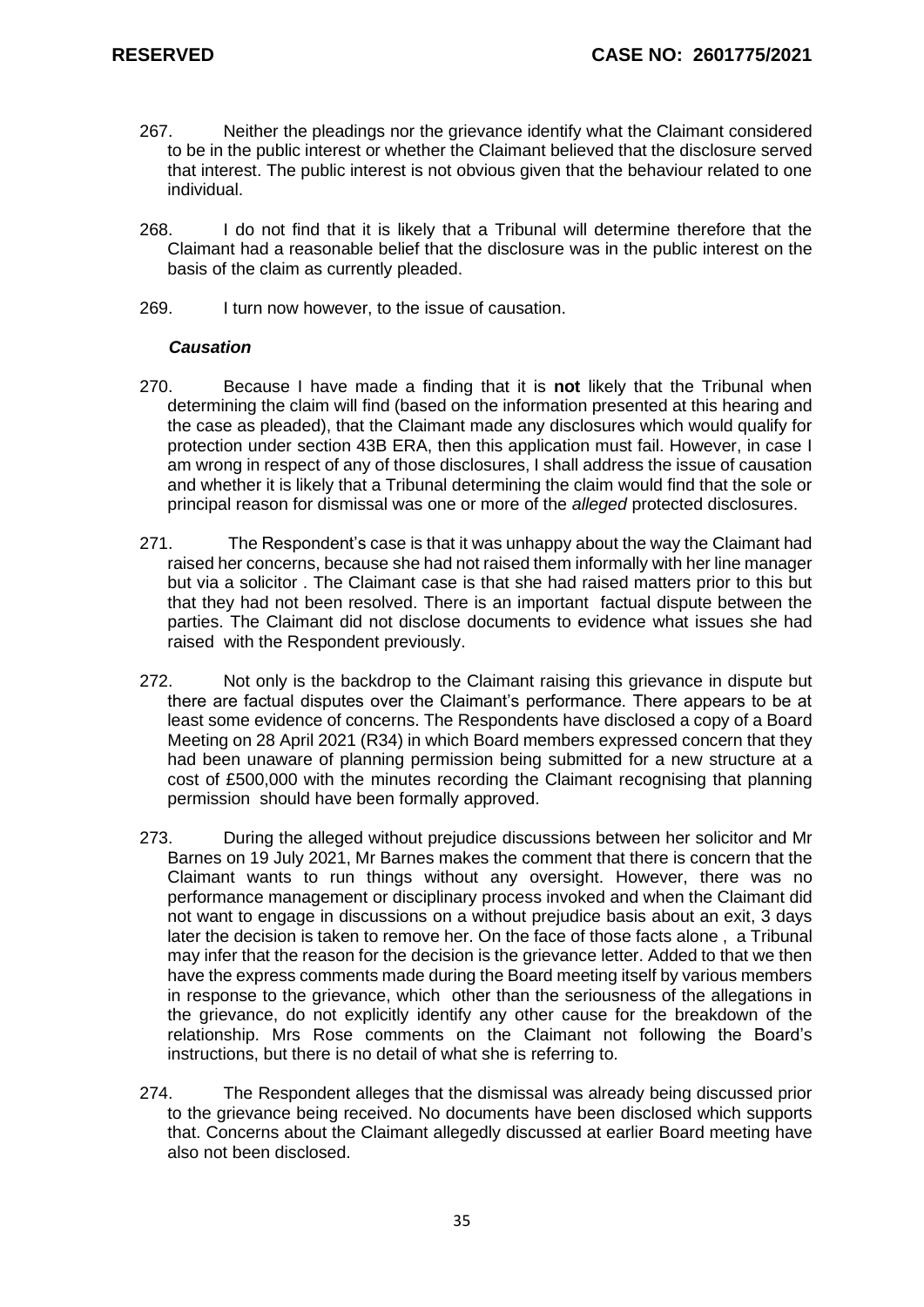267. Neither the pleadings nor the grievance identify what the Claimant considered to be in the public interest or whether the Claimant believed that the disclosure served that interest. The public interest is not obvious given that the behaviour related to one individual.

268. I do not find that it is likely that a Tribunal will determine therefore that the Claimant had a reasonable belief that the disclosure was in the public interest on the basis of the claim as currently pleaded.

269. I turn now however, to the issue of causation.

***Causation***

270. Because I have made a finding that it is **not** likely that the Tribunal when determining the claim will find (based on the information presented at this hearing and the case as pleaded), that the Claimant made any disclosures which would qualify for protection under section 43B ERA, then this application must fail. However, in case I am wrong in respect of any of those disclosures, I shall address the issue of causation and whether it is likely that a Tribunal determining the claim would find that the sole or principal reason for dismissal was one or more of the *alleged* protected disclosures.

271. The Respondent's case is that it was unhappy about the way the Claimant had raised her concerns, because she had not raised them informally with her line manager but via a solicitor . The Claimant case is that she had raised matters prior to this but that they had not been resolved. There is an important factual dispute between the parties. The Claimant did not disclose documents to evidence what issues she had raised with the Respondent previously.

272. Not only is the backdrop to the Claimant raising this grievance in dispute but there are factual disputes over the Claimant's performance. There appears to be at least some evidence of concerns. The Respondents have disclosed a copy of a Board Meeting on 28 April 2021 (R34) in which Board members expressed concern that they had been unaware of planning permission being submitted for a new structure at a cost of £500,000 with the minutes recording the Claimant recognising that planning permission should have been formally approved.

273. During the alleged without prejudice discussions between her solicitor and Mr Barnes on 19 July 2021, Mr Barnes makes the comment that there is concern that the Claimant wants to run things without any oversight. However, there was no performance management or disciplinary process invoked and when the Claimant did not want to engage in discussions on a without prejudice basis about an exit, 3 days later the decision is taken to remove her. On the face of those facts alone , a Tribunal may infer that the reason for the decision is the grievance letter. Added to that we then have the express comments made during the Board meeting itself by various members in response to the grievance, which other than the seriousness of the allegations in the grievance, do not explicitly identify any other cause for the breakdown of the relationship. Mrs Rose comments on the Claimant not following the Board's instructions, but there is no detail of what she is referring to.

274. The Respondent alleges that the dismissal was already being discussed prior to the grievance being received. No documents have been disclosed which supports that. Concerns about the Claimant allegedly discussed at earlier Board meeting have also not been disclosed.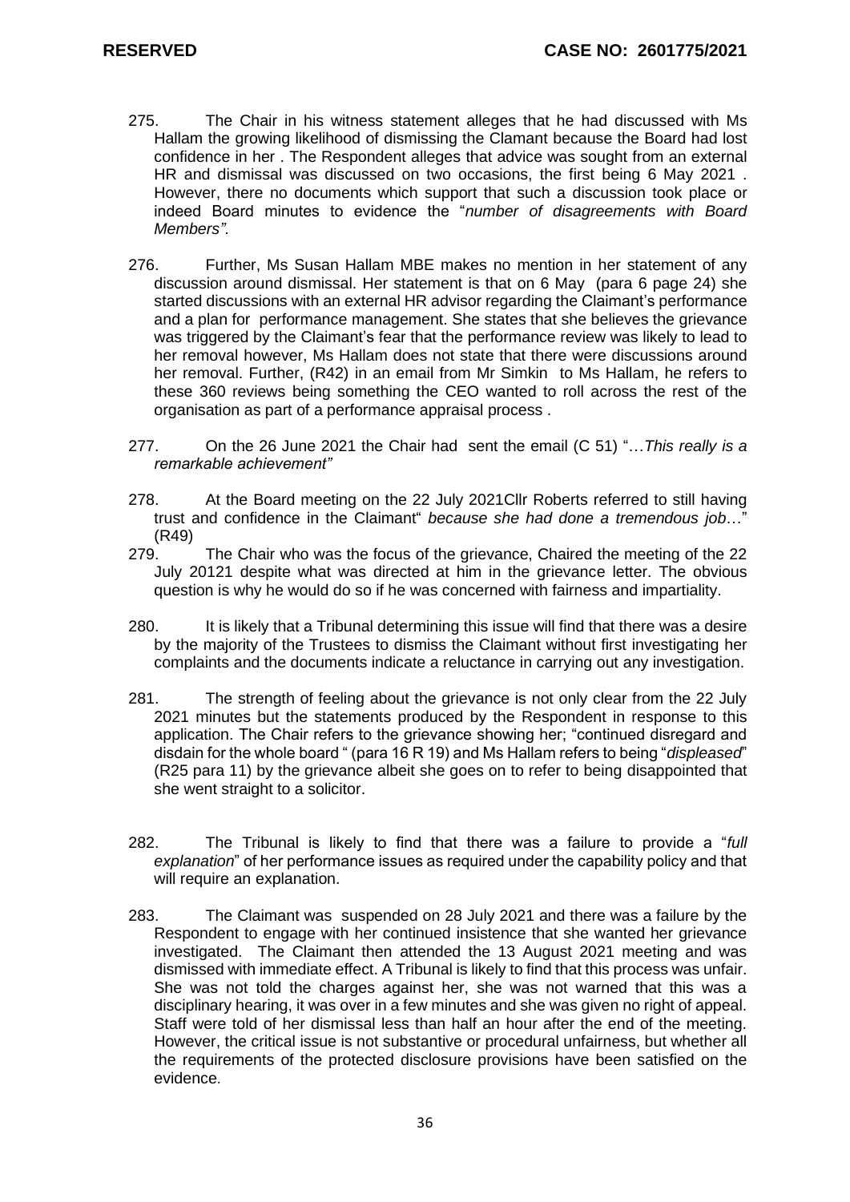275. The Chair in his witness statement alleges that he had discussed with Ms Hallam the growing likelihood of dismissing the Clamant because the Board had lost confidence in her . The Respondent alleges that advice was sought from an external HR and dismissal was discussed on two occasions, the first being 6 May 2021 . However, there no documents which support that such a discussion took place or indeed Board minutes to evidence the "*number of disagreements with Board Members"*.

276. Further, Ms Susan Hallam MBE makes no mention in her statement of any discussion around dismissal. Her statement is that on 6 May (para 6 page 24) she started discussions with an external HR advisor regarding the Claimant's performance and a plan for performance management. She states that she believes the grievance was triggered by the Claimant's fear that the performance review was likely to lead to her removal however, Ms Hallam does not state that there were discussions around her removal. Further, (R42) in an email from Mr Simkin to Ms Hallam, he refers to these 360 reviews being something the CEO wanted to roll across the rest of the organisation as part of a performance appraisal process .

277. On the 26 June 2021 the Chair had sent the email (C 51) "…*This really is a remarkable achievement"*

278. At the Board meeting on the 22 July 2021Cllr Roberts referred to still having trust and confidence in the Claimant" *because she had done a tremendous job*…" (R49)

279. The Chair who was the focus of the grievance, Chaired the meeting of the 22 July 20121 despite what was directed at him in the grievance letter. The obvious question is why he would do so if he was concerned with fairness and impartiality.

280. It is likely that a Tribunal determining this issue will find that there was a desire by the majority of the Trustees to dismiss the Claimant without first investigating her complaints and the documents indicate a reluctance in carrying out any investigation.

281. The strength of feeling about the grievance is not only clear from the 22 July 2021 minutes but the statements produced by the Respondent in response to this application. The Chair refers to the grievance showing her; "continued disregard and disdain for the whole board " (para 16 R 19) and Ms Hallam refers to being "*displeased*" (R25 para 11) by the grievance albeit she goes on to refer to being disappointed that she went straight to a solicitor.

282. The Tribunal is likely to find that there was a failure to provide a "*full explanation*" of her performance issues as required under the capability policy and that will require an explanation.

283. The Claimant was suspended on 28 July 2021 and there was a failure by the Respondent to engage with her continued insistence that she wanted her grievance investigated. The Claimant then attended the 13 August 2021 meeting and was dismissed with immediate effect. A Tribunal is likely to find that this process was unfair. She was not told the charges against her, she was not warned that this was a disciplinary hearing, it was over in a few minutes and she was given no right of appeal. Staff were told of her dismissal less than half an hour after the end of the meeting. However, the critical issue is not substantive or procedural unfairness, but whether all the requirements of the protected disclosure provisions have been satisfied on the evidence.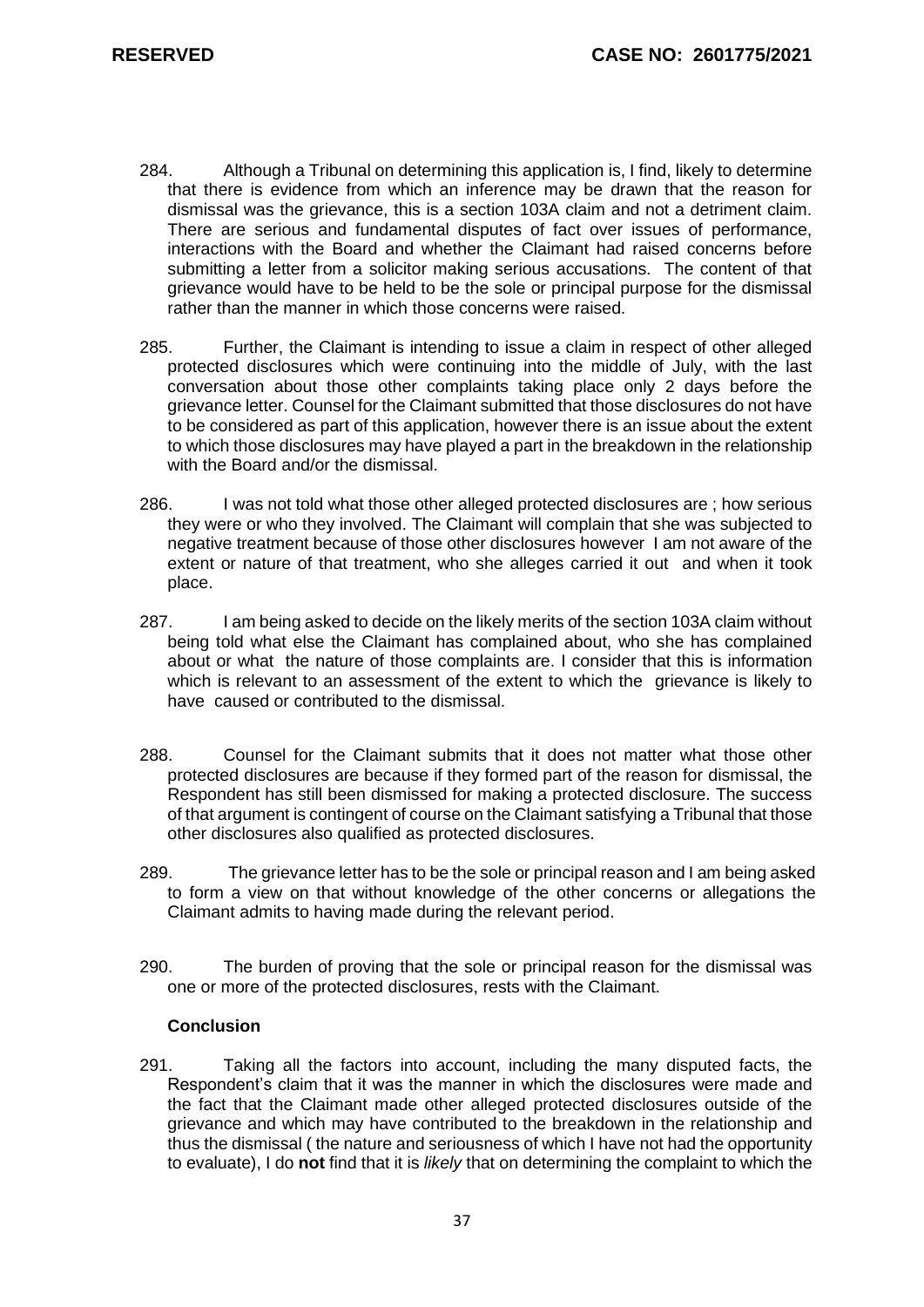284. Although a Tribunal on determining this application is, I find, likely to determine that there is evidence from which an inference may be drawn that the reason for dismissal was the grievance, this is a section 103A claim and not a detriment claim. There are serious and fundamental disputes of fact over issues of performance, interactions with the Board and whether the Claimant had raised concerns before submitting a letter from a solicitor making serious accusations. The content of that grievance would have to be held to be the sole or principal purpose for the dismissal rather than the manner in which those concerns were raised.

285. Further, the Claimant is intending to issue a claim in respect of other alleged protected disclosures which were continuing into the middle of July, with the last conversation about those other complaints taking place only 2 days before the grievance letter. Counsel for the Claimant submitted that those disclosures do not have to be considered as part of this application, however there is an issue about the extent to which those disclosures may have played a part in the breakdown in the relationship with the Board and/or the dismissal.

286. I was not told what those other alleged protected disclosures are ; how serious they were or who they involved. The Claimant will complain that she was subjected to negative treatment because of those other disclosures however I am not aware of the extent or nature of that treatment, who she alleges carried it out and when it took place.

287. I am being asked to decide on the likely merits of the section 103A claim without being told what else the Claimant has complained about, who she has complained about or what the nature of those complaints are. I consider that this is information which is relevant to an assessment of the extent to which the grievance is likely to have caused or contributed to the dismissal.

288. Counsel for the Claimant submits that it does not matter what those other protected disclosures are because if they formed part of the reason for dismissal, the Respondent has still been dismissed for making a protected disclosure. The success of that argument is contingent of course on the Claimant satisfying a Tribunal that those other disclosures also qualified as protected disclosures.

289. The grievance letter has to be the sole or principal reason and I am being asked to form a view on that without knowledge of the other concerns or allegations the Claimant admits to having made during the relevant period.

290. The burden of proving that the sole or principal reason for the dismissal was one or more of the protected disclosures, rests with the Claimant.

**Conclusion**

291. Taking all the factors into account, including the many disputed facts, the Respondent's claim that it was the manner in which the disclosures were made and the fact that the Claimant made other alleged protected disclosures outside of the grievance and which may have contributed to the breakdown in the relationship and thus the dismissal ( the nature and seriousness of which I have not had the opportunity to evaluate), I do **not** find that it is *likely* that on determining the complaint to which the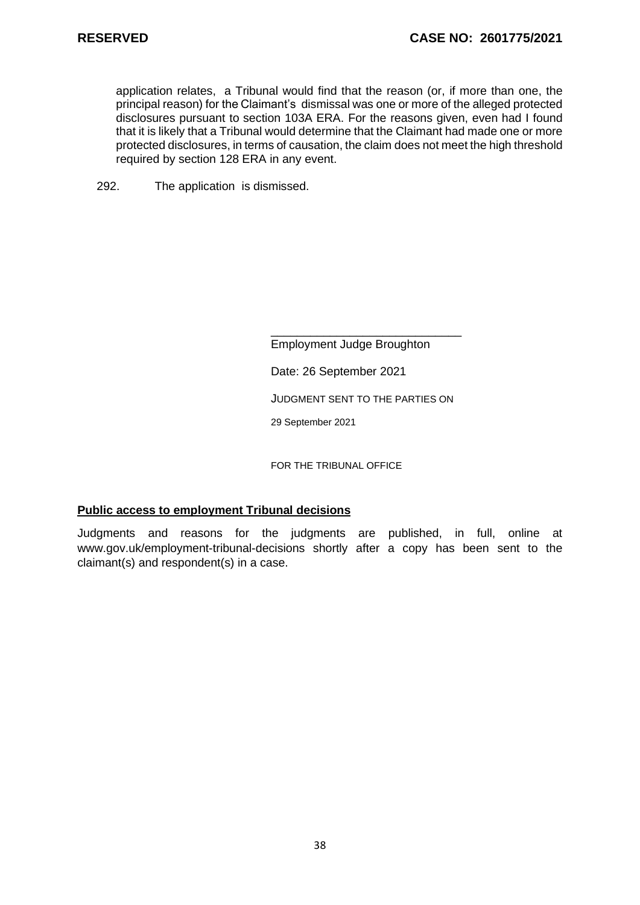application relates, a Tribunal would find that the reason (or, if more than one, the principal reason) for the Claimant's dismissal was one or more of the alleged protected disclosures pursuant to section 103A ERA. For the reasons given, even had I found that it is likely that a Tribunal would determine that the Claimant had made one or more protected disclosures, in terms of causation, the claim does not meet the high threshold required by section 128 ERA in any event.

292. The application is dismissed.

_____________________________

Employment Judge Broughton

Date: 26 September 2021

JUDGMENT SENT TO THE PARTIES ON

29 September 2021

FOR THE TRIBUNAL OFFICE

**Public access to employment Tribunal decisions**

Judgments and reasons for the judgments are published, in full, online at www.gov.uk/employment-tribunal-decisions shortly after a copy has been sent to the claimant(s) and respondent(s) in a case.